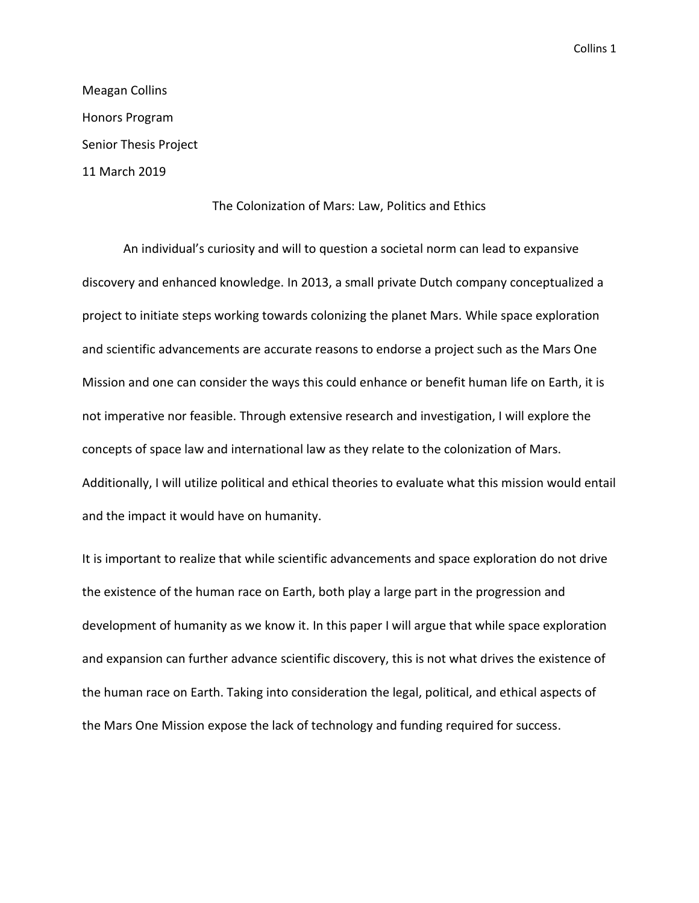Meagan Collins

Honors Program

Senior Thesis Project

11 March 2019

# The Colonization of Mars: Law, Politics and Ethics

An individual's curiosity and will to question a societal norm can lead to expansive discovery and enhanced knowledge. In 2013, a small private Dutch company conceptualized a project to initiate steps working towards colonizing the planet Mars. While space exploration and scientific advancements are accurate reasons to endorse a project such as the Mars One Mission and one can consider the ways this could enhance or benefit human life on Earth, it is not imperative nor feasible. Through extensive research and investigation, I will explore the concepts of space law and international law as they relate to the colonization of Mars. Additionally, I will utilize political and ethical theories to evaluate what this mission would entail and the impact it would have on humanity.

It is important to realize that while scientific advancements and space exploration do not drive the existence of the human race on Earth, both play a large part in the progression and development of humanity as we know it. In this paper I will argue that while space exploration and expansion can further advance scientific discovery, this is not what drives the existence of the human race on Earth. Taking into consideration the legal, political, and ethical aspects of the Mars One Mission expose the lack of technology and funding required for success.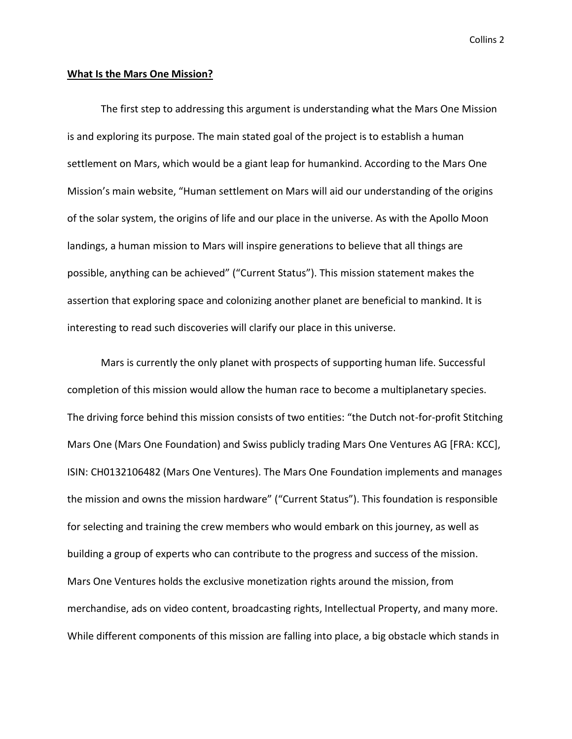**What Is the Mars One Mission?**

The first step to addressing this argument is understanding what the Mars One Mission is and exploring its purpose. The main stated goal of the project is to establish a human settlement on Mars, which would be a giant leap for humankind. According to the Mars One Mission's main website, "Human settlement on Mars will aid our understanding of the origins of the solar system, the origins of life and our place in the universe. As with the Apollo Moon landings, a human mission to Mars will inspire generations to believe that all things are possible, anything can be achieved" ("Current Status"). This mission statement makes the assertion that exploring space and colonizing another planet are beneficial to mankind. It is interesting to read such discoveries will clarify our place in this universe.

Mars is currently the only planet with prospects of supporting human life. Successful completion of this mission would allow the human race to become a multiplanetary species. The driving force behind this mission consists of two entities: "the Dutch not-for-profit Stitching Mars One (Mars One Foundation) and Swiss publicly trading Mars One Ventures AG [FRA: KCC], ISIN: CH0132106482 (Mars One Ventures). The Mars One Foundation implements and manages the mission and owns the mission hardware" ("Current Status"). This foundation is responsible for selecting and training the crew members who would embark on this journey, as well as building a group of experts who can contribute to the progress and success of the mission. Mars One Ventures holds the exclusive monetization rights around the mission, from merchandise, ads on video content, broadcasting rights, Intellectual Property, and many more. While different components of this mission are falling into place, a big obstacle which stands in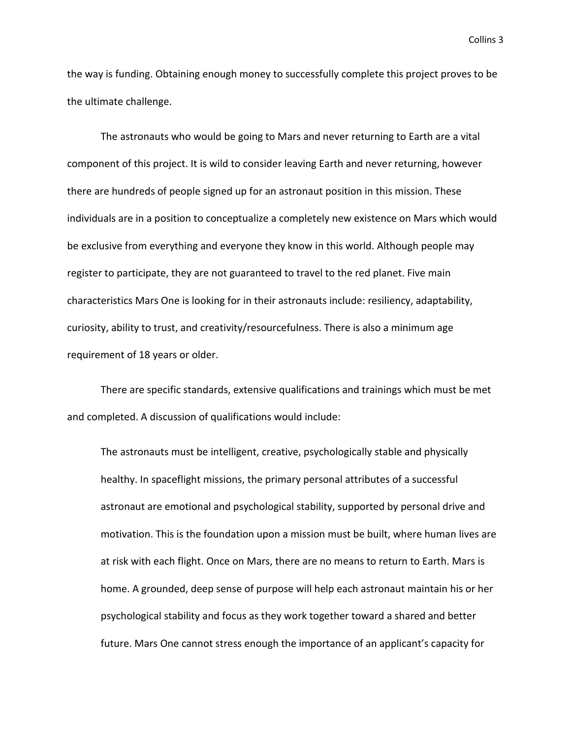the way is funding. Obtaining enough money to successfully complete this project proves to be the ultimate challenge.

The astronauts who would be going to Mars and never returning to Earth are a vital component of this project. It is wild to consider leaving Earth and never returning, however there are hundreds of people signed up for an astronaut position in this mission. These individuals are in a position to conceptualize a completely new existence on Mars which would be exclusive from everything and everyone they know in this world. Although people may register to participate, they are not guaranteed to travel to the red planet. Five main characteristics Mars One is looking for in their astronauts include: resiliency, adaptability, curiosity, ability to trust, and creativity/resourcefulness. There is also a minimum age requirement of 18 years or older.

There are specific standards, extensive qualifications and trainings which must be met and completed. A discussion of qualifications would include:

> The astronauts must be intelligent, creative, psychologically stable and physically healthy. In spaceflight missions, the primary personal attributes of a successful astronaut are emotional and psychological stability, supported by personal drive and motivation. This is the foundation upon a mission must be built, where human lives are at risk with each flight. Once on Mars, there are no means to return to Earth. Mars is home. A grounded, deep sense of purpose will help each astronaut maintain his or her psychological stability and focus as they work together toward a shared and better future. Mars One cannot stress enough the importance of an applicant's capacity for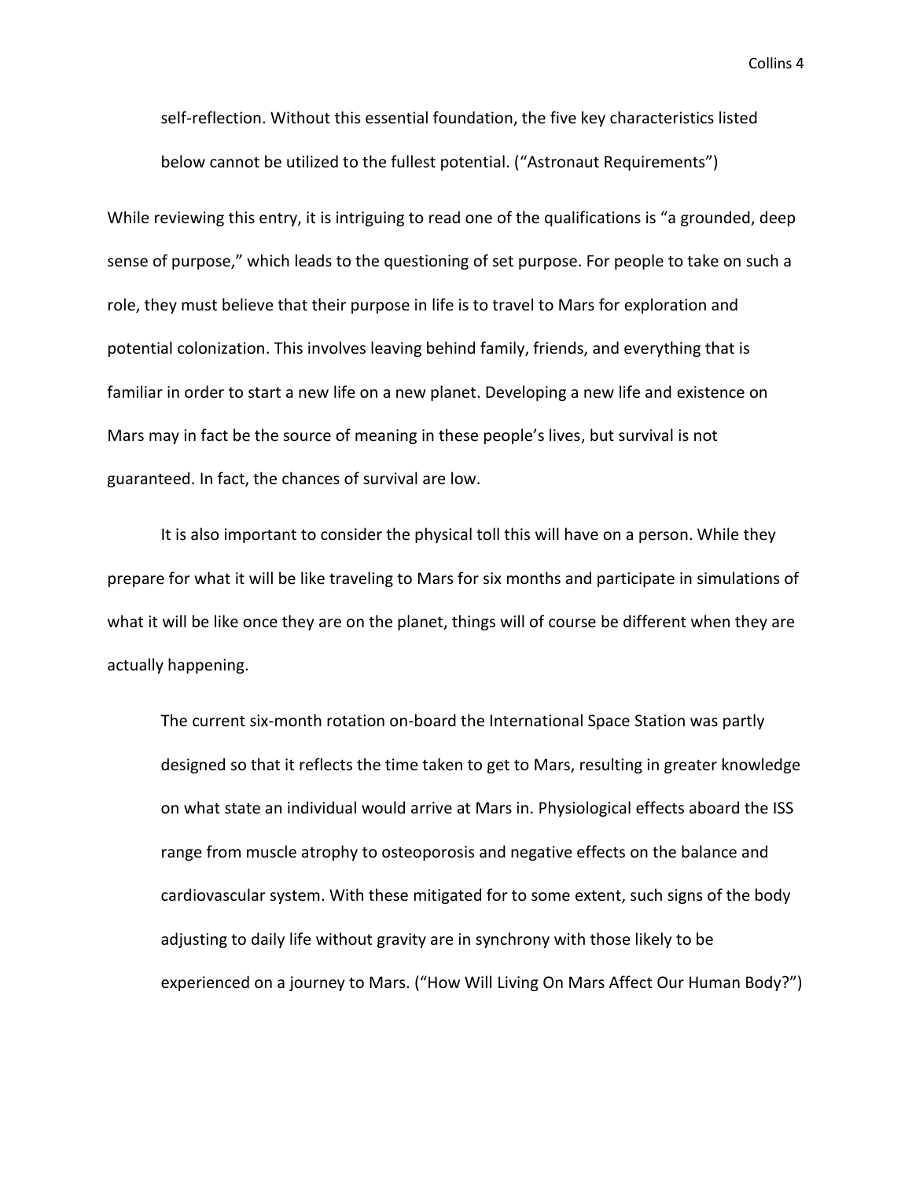> self-reflection. Without this essential foundation, the five key characteristics listed below cannot be utilized to the fullest potential. ("Astronaut Requirements")

While reviewing this entry, it is intriguing to read one of the qualifications is "a grounded, deep sense of purpose," which leads to the questioning of set purpose. For people to take on such a role, they must believe that their purpose in life is to travel to Mars for exploration and potential colonization. This involves leaving behind family, friends, and everything that is familiar in order to start a new life on a new planet. Developing a new life and existence on Mars may in fact be the source of meaning in these people's lives, but survival is not guaranteed. In fact, the chances of survival are low.

It is also important to consider the physical toll this will have on a person. While they prepare for what it will be like traveling to Mars for six months and participate in simulations of what it will be like once they are on the planet, things will of course be different when they are actually happening.

> The current six-month rotation on-board the International Space Station was partly designed so that it reflects the time taken to get to Mars, resulting in greater knowledge on what state an individual would arrive at Mars in. Physiological effects aboard the ISS range from muscle atrophy to osteoporosis and negative effects on the balance and cardiovascular system. With these mitigated for to some extent, such signs of the body adjusting to daily life without gravity are in synchrony with those likely to be experienced on a journey to Mars. ("How Will Living On Mars Affect Our Human Body?")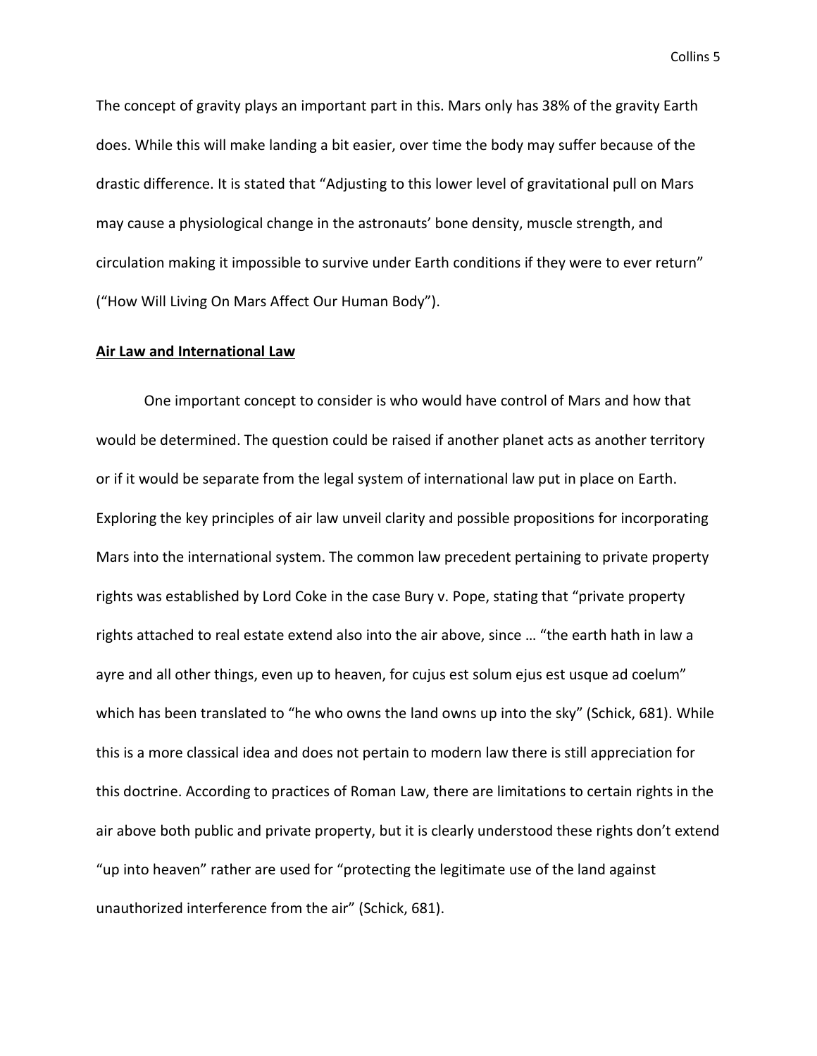The concept of gravity plays an important part in this. Mars only has 38% of the gravity Earth does. While this will make landing a bit easier, over time the body may suffer because of the drastic difference. It is stated that "Adjusting to this lower level of gravitational pull on Mars may cause a physiological change in the astronauts' bone density, muscle strength, and circulation making it impossible to survive under Earth conditions if they were to ever return" ("How Will Living On Mars Affect Our Human Body").

## <u>**Air Law and International Law**</u>

One important concept to consider is who would have control of Mars and how that would be determined. The question could be raised if another planet acts as another territory or if it would be separate from the legal system of international law put in place on Earth. Exploring the key principles of air law unveil clarity and possible propositions for incorporating Mars into the international system. The common law precedent pertaining to private property rights was established by Lord Coke in the case Bury v. Pope, stating that "private property rights attached to real estate extend also into the air above, since … "the earth hath in law a ayre and all other things, even up to heaven, for cujus est solum ejus est usque ad coelum" which has been translated to "he who owns the land owns up into the sky" (Schick, 681). While this is a more classical idea and does not pertain to modern law there is still appreciation for this doctrine. According to practices of Roman Law, there are limitations to certain rights in the air above both public and private property, but it is clearly understood these rights don't extend "up into heaven" rather are used for "protecting the legitimate use of the land against unauthorized interference from the air" (Schick, 681).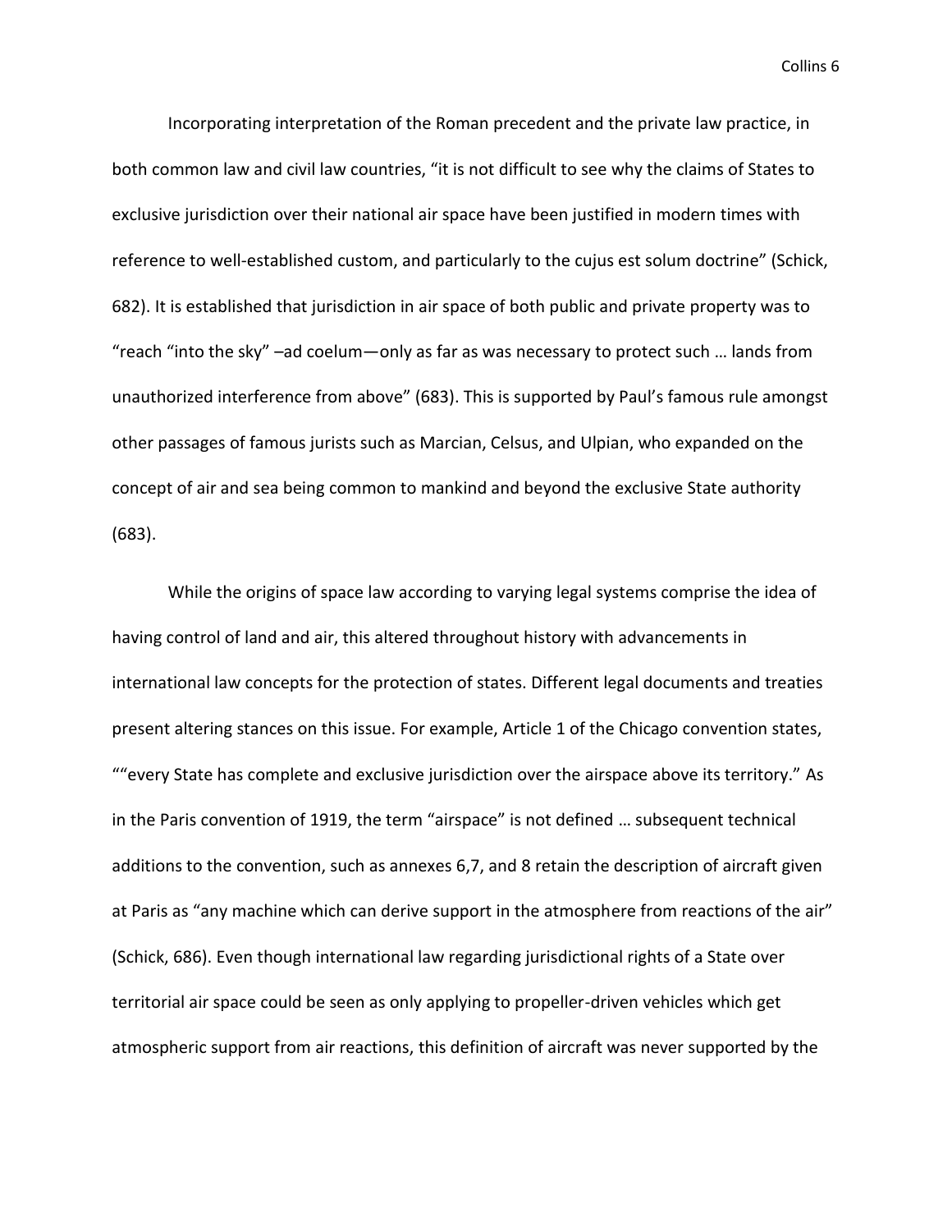Incorporating interpretation of the Roman precedent and the private law practice, in both common law and civil law countries, "it is not difficult to see why the claims of States to exclusive jurisdiction over their national air space have been justified in modern times with reference to well-established custom, and particularly to the cujus est solum doctrine" (Schick, 682). It is established that jurisdiction in air space of both public and private property was to "reach "into the sky" –ad coelum—only as far as was necessary to protect such … lands from unauthorized interference from above" (683). This is supported by Paul's famous rule amongst other passages of famous jurists such as Marcian, Celsus, and Ulpian, who expanded on the concept of air and sea being common to mankind and beyond the exclusive State authority (683).

While the origins of space law according to varying legal systems comprise the idea of having control of land and air, this altered throughout history with advancements in international law concepts for the protection of states. Different legal documents and treaties present altering stances on this issue. For example, Article 1 of the Chicago convention states, ""every State has complete and exclusive jurisdiction over the airspace above its territory." As in the Paris convention of 1919, the term "airspace" is not defined … subsequent technical additions to the convention, such as annexes 6,7, and 8 retain the description of aircraft given at Paris as "any machine which can derive support in the atmosphere from reactions of the air" (Schick, 686). Even though international law regarding jurisdictional rights of a State over territorial air space could be seen as only applying to propeller-driven vehicles which get atmospheric support from air reactions, this definition of aircraft was never supported by the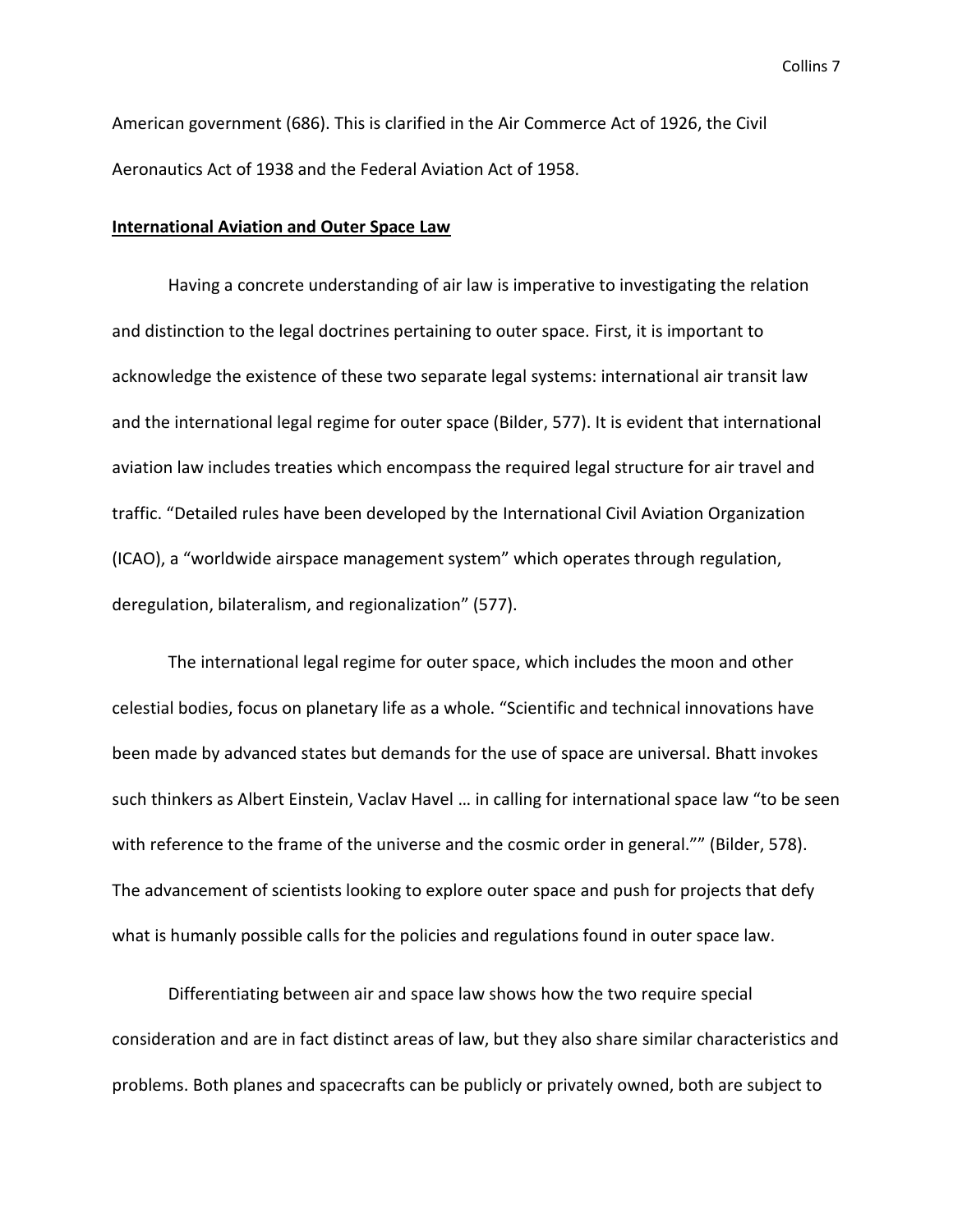American government (686). This is clarified in the Air Commerce Act of 1926, the Civil Aeronautics Act of 1938 and the Federal Aviation Act of 1958.

## International Aviation and Outer Space Law

Having a concrete understanding of air law is imperative to investigating the relation and distinction to the legal doctrines pertaining to outer space. First, it is important to acknowledge the existence of these two separate legal systems: international air transit law and the international legal regime for outer space (Bilder, 577). It is evident that international aviation law includes treaties which encompass the required legal structure for air travel and traffic. "Detailed rules have been developed by the International Civil Aviation Organization (ICAO), a "worldwide airspace management system" which operates through regulation, deregulation, bilateralism, and regionalization" (577).

The international legal regime for outer space, which includes the moon and other celestial bodies, focus on planetary life as a whole. "Scientific and technical innovations have been made by advanced states but demands for the use of space are universal. Bhatt invokes such thinkers as Albert Einstein, Vaclav Havel … in calling for international space law "to be seen with reference to the frame of the universe and the cosmic order in general."" (Bilder, 578). The advancement of scientists looking to explore outer space and push for projects that defy what is humanly possible calls for the policies and regulations found in outer space law.

Differentiating between air and space law shows how the two require special consideration and are in fact distinct areas of law, but they also share similar characteristics and problems. Both planes and spacecrafts can be publicly or privately owned, both are subject to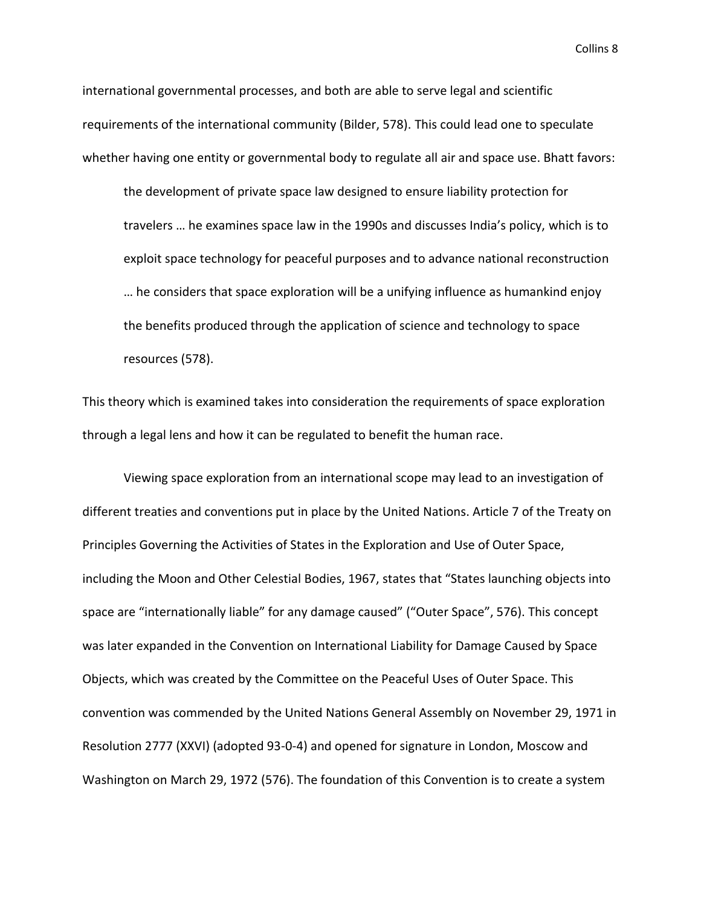international governmental processes, and both are able to serve legal and scientific requirements of the international community (Bilder, 578). This could lead one to speculate whether having one entity or governmental body to regulate all air and space use. Bhatt favors:

> the development of private space law designed to ensure liability protection for travelers … he examines space law in the 1990s and discusses India's policy, which is to exploit space technology for peaceful purposes and to advance national reconstruction … he considers that space exploration will be a unifying influence as humankind enjoy the benefits produced through the application of science and technology to space resources (578).

This theory which is examined takes into consideration the requirements of space exploration through a legal lens and how it can be regulated to benefit the human race.

Viewing space exploration from an international scope may lead to an investigation of different treaties and conventions put in place by the United Nations. Article 7 of the Treaty on Principles Governing the Activities of States in the Exploration and Use of Outer Space, including the Moon and Other Celestial Bodies, 1967, states that "States launching objects into space are "internationally liable" for any damage caused" ("Outer Space", 576). This concept was later expanded in the Convention on International Liability for Damage Caused by Space Objects, which was created by the Committee on the Peaceful Uses of Outer Space. This convention was commended by the United Nations General Assembly on November 29, 1971 in Resolution 2777 (XXVI) (adopted 93-0-4) and opened for signature in London, Moscow and Washington on March 29, 1972 (576). The foundation of this Convention is to create a system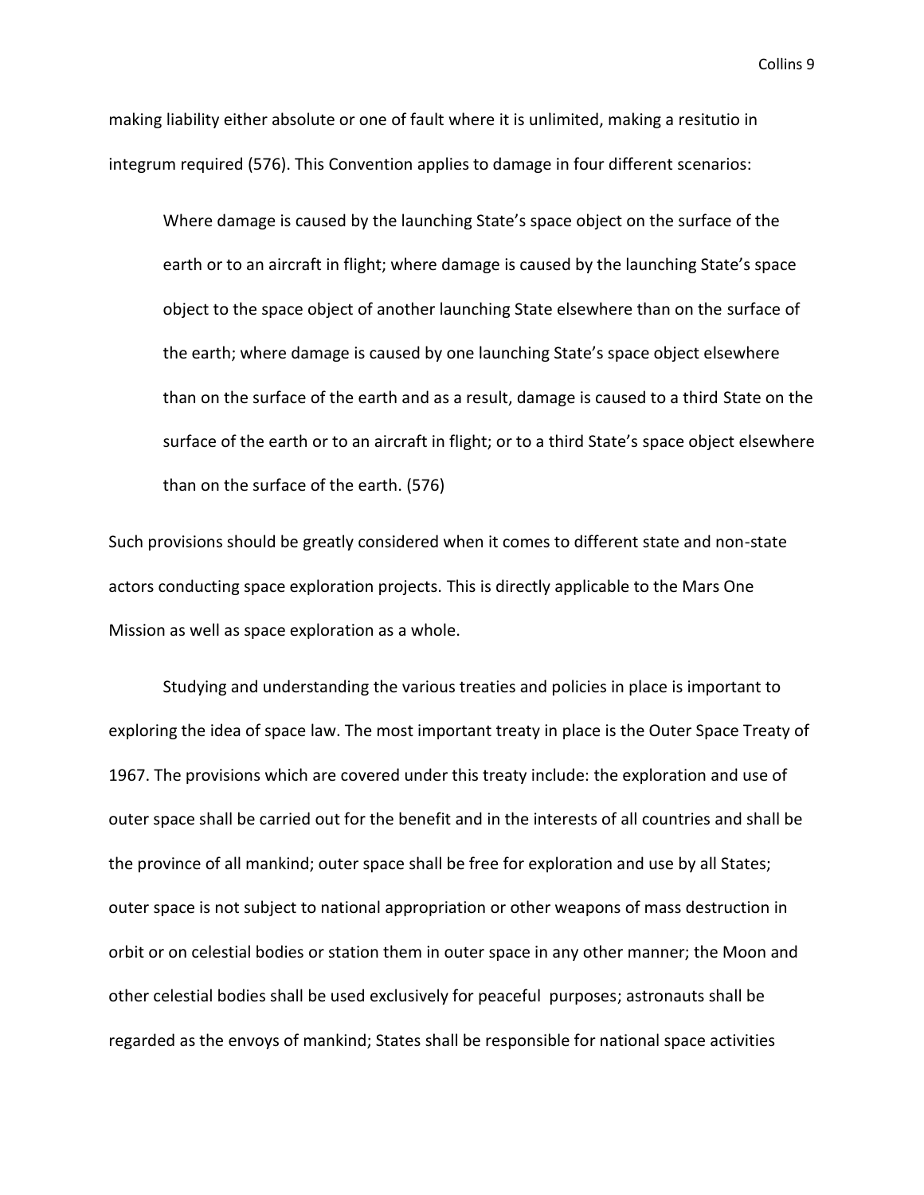making liability either absolute or one of fault where it is unlimited, making a resitutio in integrum required (576). This Convention applies to damage in four different scenarios:

> Where damage is caused by the launching State's space object on the surface of the earth or to an aircraft in flight; where damage is caused by the launching State's space object to the space object of another launching State elsewhere than on the surface of the earth; where damage is caused by one launching State's space object elsewhere than on the surface of the earth and as a result, damage is caused to a third State on the surface of the earth or to an aircraft in flight; or to a third State's space object elsewhere than on the surface of the earth. (576)

Such provisions should be greatly considered when it comes to different state and non-state actors conducting space exploration projects. This is directly applicable to the Mars One Mission as well as space exploration as a whole.

Studying and understanding the various treaties and policies in place is important to exploring the idea of space law. The most important treaty in place is the Outer Space Treaty of 1967. The provisions which are covered under this treaty include: the exploration and use of outer space shall be carried out for the benefit and in the interests of all countries and shall be the province of all mankind; outer space shall be free for exploration and use by all States; outer space is not subject to national appropriation or other weapons of mass destruction in orbit or on celestial bodies or station them in outer space in any other manner; the Moon and other celestial bodies shall be used exclusively for peaceful purposes; astronauts shall be regarded as the envoys of mankind; States shall be responsible for national space activities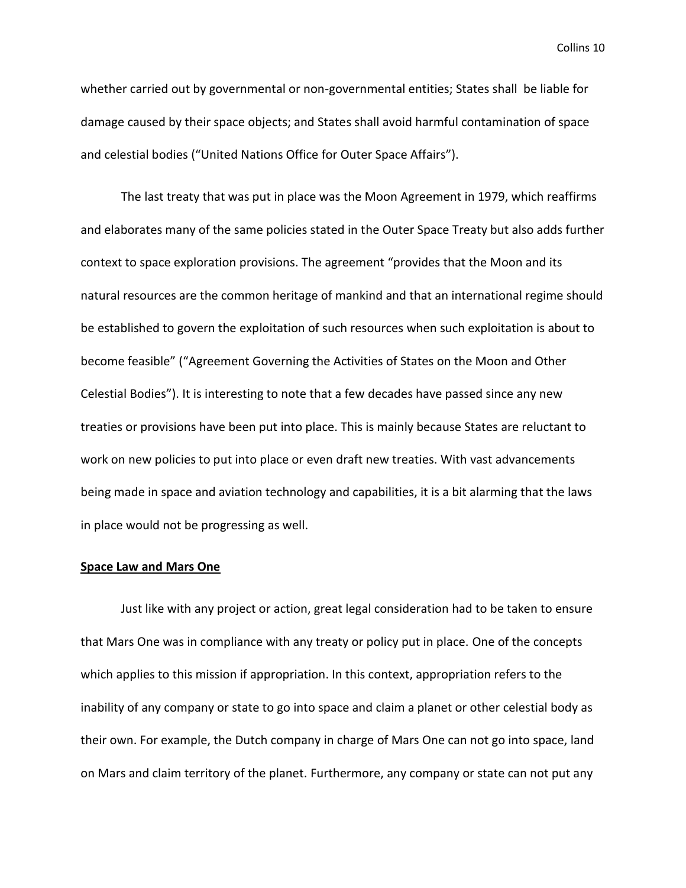whether carried out by governmental or non-governmental entities; States shall be liable for damage caused by their space objects; and States shall avoid harmful contamination of space and celestial bodies ("United Nations Office for Outer Space Affairs").

The last treaty that was put in place was the Moon Agreement in 1979, which reaffirms and elaborates many of the same policies stated in the Outer Space Treaty but also adds further context to space exploration provisions. The agreement "provides that the Moon and its natural resources are the common heritage of mankind and that an international regime should be established to govern the exploitation of such resources when such exploitation is about to become feasible" ("Agreement Governing the Activities of States on the Moon and Other Celestial Bodies"). It is interesting to note that a few decades have passed since any new treaties or provisions have been put into place. This is mainly because States are reluctant to work on new policies to put into place or even draft new treaties. With vast advancements being made in space and aviation technology and capabilities, it is a bit alarming that the laws in place would not be progressing as well.

**Space Law and Mars One**

Just like with any project or action, great legal consideration had to be taken to ensure that Mars One was in compliance with any treaty or policy put in place. One of the concepts which applies to this mission if appropriation. In this context, appropriation refers to the inability of any company or state to go into space and claim a planet or other celestial body as their own. For example, the Dutch company in charge of Mars One can not go into space, land on Mars and claim territory of the planet. Furthermore, any company or state can not put any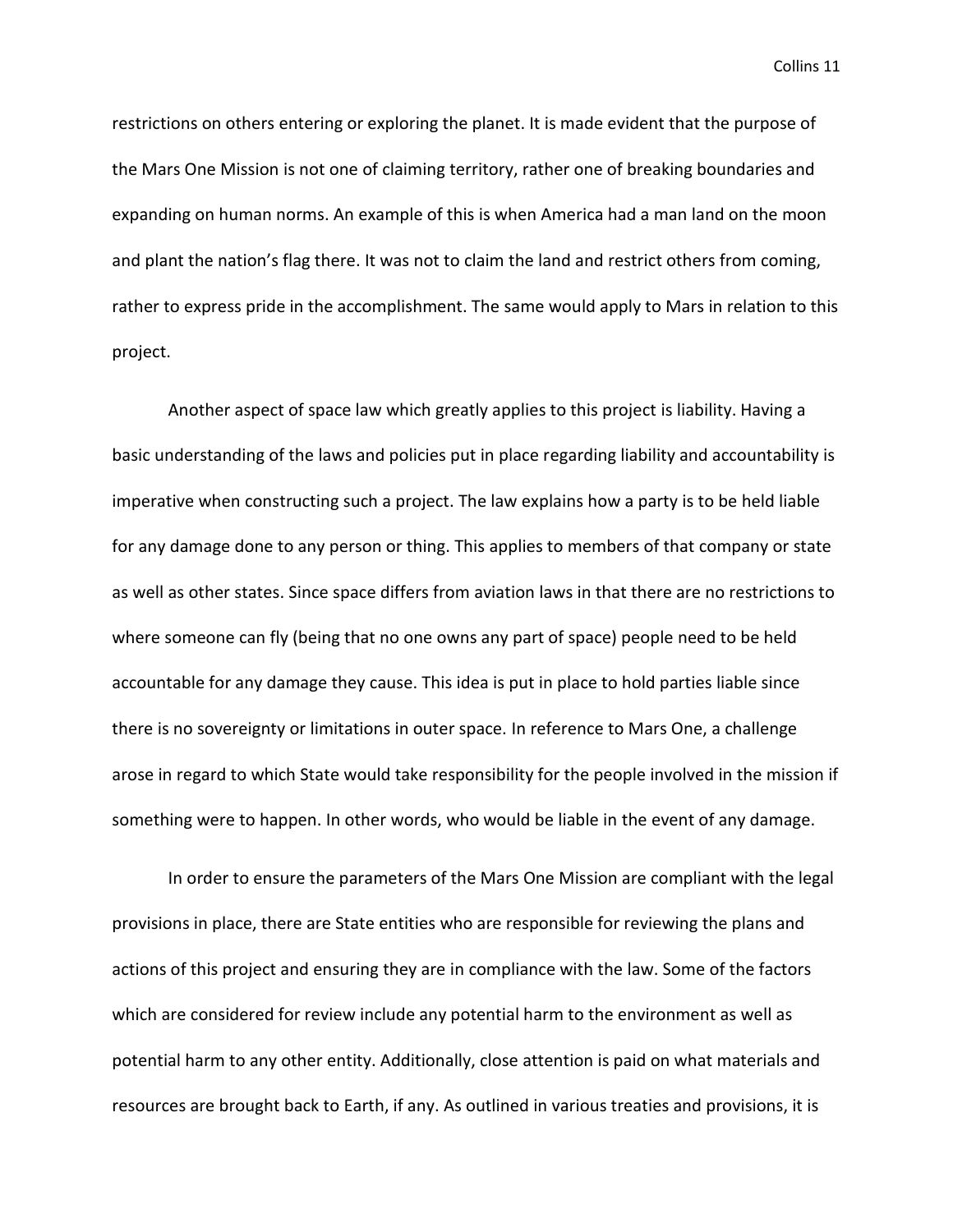restrictions on others entering or exploring the planet. It is made evident that the purpose of the Mars One Mission is not one of claiming territory, rather one of breaking boundaries and expanding on human norms. An example of this is when America had a man land on the moon and plant the nation's flag there. It was not to claim the land and restrict others from coming, rather to express pride in the accomplishment. The same would apply to Mars in relation to this project.

Another aspect of space law which greatly applies to this project is liability. Having a basic understanding of the laws and policies put in place regarding liability and accountability is imperative when constructing such a project. The law explains how a party is to be held liable for any damage done to any person or thing. This applies to members of that company or state as well as other states. Since space differs from aviation laws in that there are no restrictions to where someone can fly (being that no one owns any part of space) people need to be held accountable for any damage they cause. This idea is put in place to hold parties liable since there is no sovereignty or limitations in outer space. In reference to Mars One, a challenge arose in regard to which State would take responsibility for the people involved in the mission if something were to happen. In other words, who would be liable in the event of any damage.

In order to ensure the parameters of the Mars One Mission are compliant with the legal provisions in place, there are State entities who are responsible for reviewing the plans and actions of this project and ensuring they are in compliance with the law. Some of the factors which are considered for review include any potential harm to the environment as well as potential harm to any other entity. Additionally, close attention is paid on what materials and resources are brought back to Earth, if any. As outlined in various treaties and provisions, it is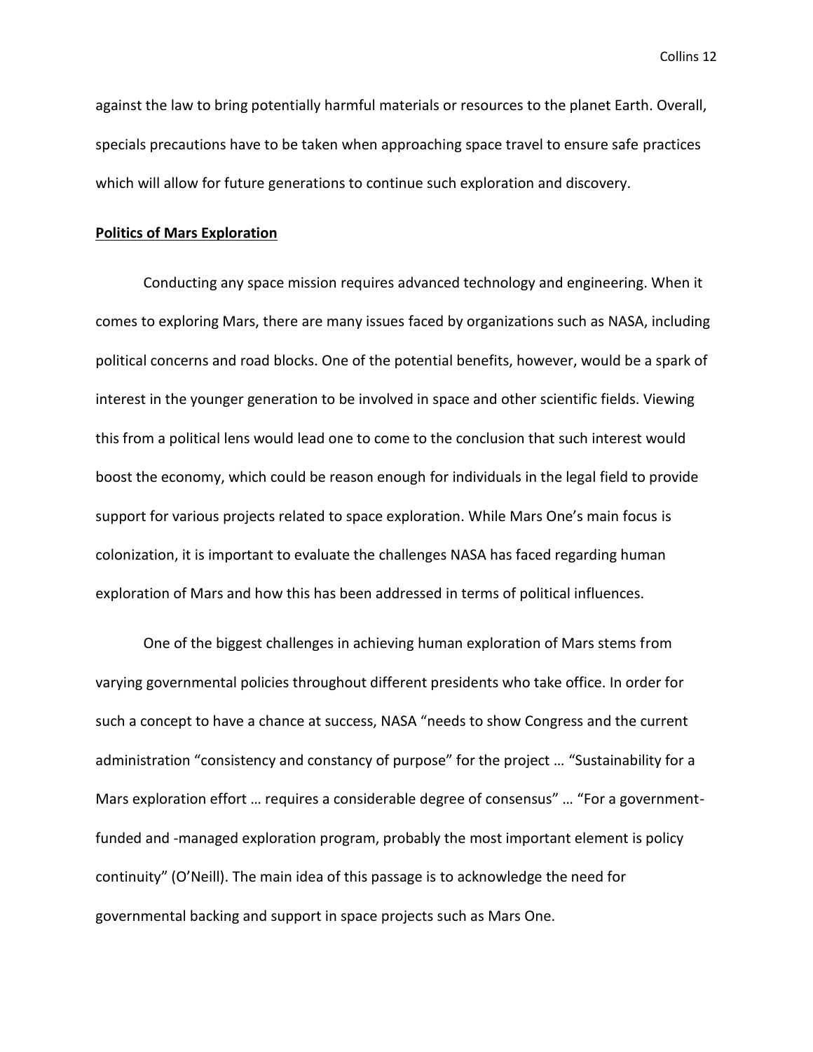against the law to bring potentially harmful materials or resources to the planet Earth. Overall, specials precautions have to be taken when approaching space travel to ensure safe practices which will allow for future generations to continue such exploration and discovery.

## **<u>Politics of Mars Exploration</u>**

Conducting any space mission requires advanced technology and engineering. When it comes to exploring Mars, there are many issues faced by organizations such as NASA, including political concerns and road blocks. One of the potential benefits, however, would be a spark of interest in the younger generation to be involved in space and other scientific fields. Viewing this from a political lens would lead one to come to the conclusion that such interest would boost the economy, which could be reason enough for individuals in the legal field to provide support for various projects related to space exploration. While Mars One's main focus is colonization, it is important to evaluate the challenges NASA has faced regarding human exploration of Mars and how this has been addressed in terms of political influences.

One of the biggest challenges in achieving human exploration of Mars stems from varying governmental policies throughout different presidents who take office. In order for such a concept to have a chance at success, NASA "needs to show Congress and the current administration "consistency and constancy of purpose" for the project … "Sustainability for a Mars exploration effort … requires a considerable degree of consensus" … "For a government-funded and -managed exploration program, probably the most important element is policy continuity" (O'Neill). The main idea of this passage is to acknowledge the need for governmental backing and support in space projects such as Mars One.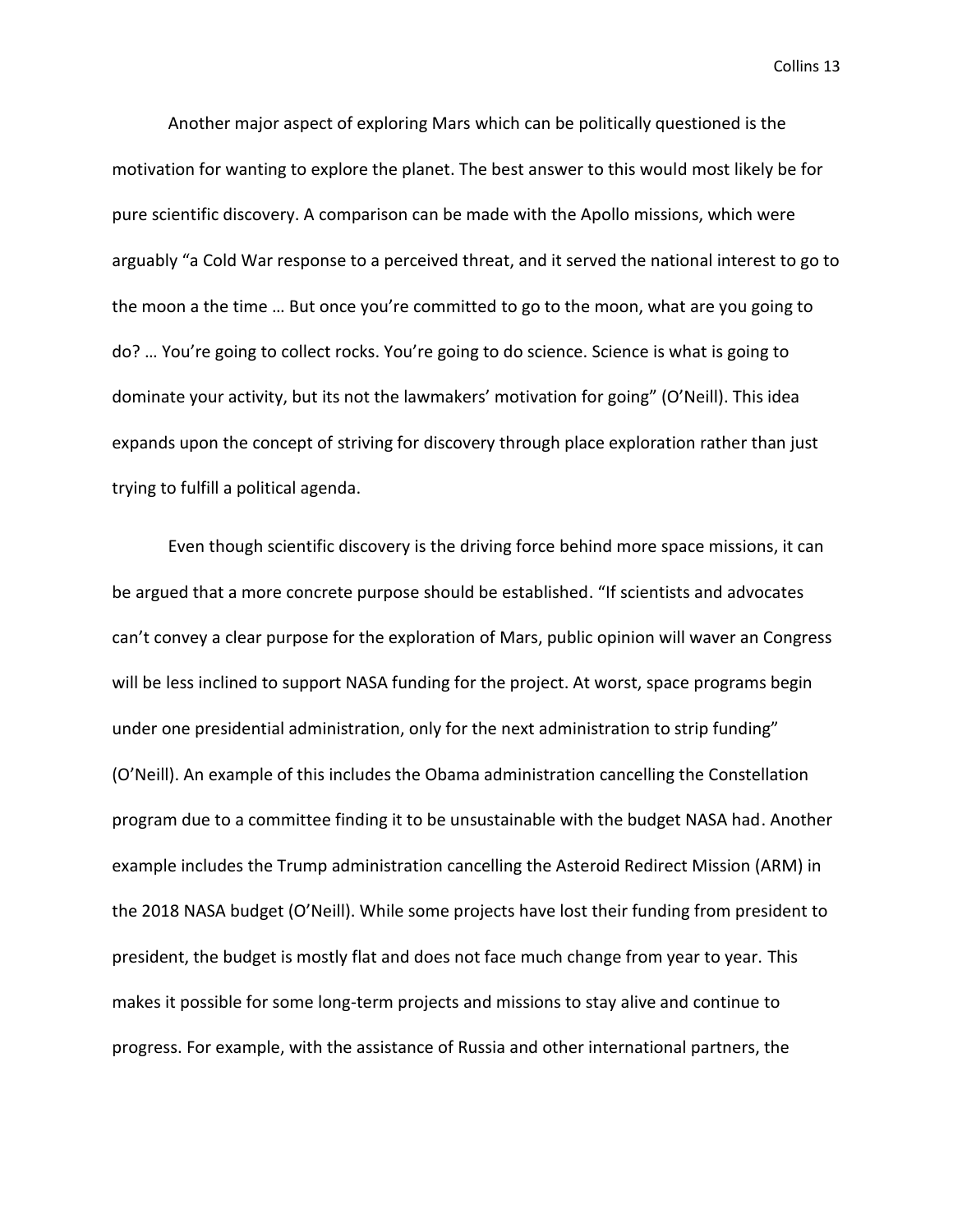Another major aspect of exploring Mars which can be politically questioned is the motivation for wanting to explore the planet. The best answer to this would most likely be for pure scientific discovery. A comparison can be made with the Apollo missions, which were arguably "a Cold War response to a perceived threat, and it served the national interest to go to the moon a the time … But once you're committed to go to the moon, what are you going to do? … You're going to collect rocks. You're going to do science. Science is what is going to dominate your activity, but its not the lawmakers' motivation for going" (O'Neill). This idea expands upon the concept of striving for discovery through place exploration rather than just trying to fulfill a political agenda.

Even though scientific discovery is the driving force behind more space missions, it can be argued that a more concrete purpose should be established. "If scientists and advocates can't convey a clear purpose for the exploration of Mars, public opinion will waver an Congress will be less inclined to support NASA funding for the project. At worst, space programs begin under one presidential administration, only for the next administration to strip funding" (O'Neill). An example of this includes the Obama administration cancelling the Constellation program due to a committee finding it to be unsustainable with the budget NASA had. Another example includes the Trump administration cancelling the Asteroid Redirect Mission (ARM) in the 2018 NASA budget (O'Neill). While some projects have lost their funding from president to president, the budget is mostly flat and does not face much change from year to year. This makes it possible for some long-term projects and missions to stay alive and continue to progress. For example, with the assistance of Russia and other international partners, the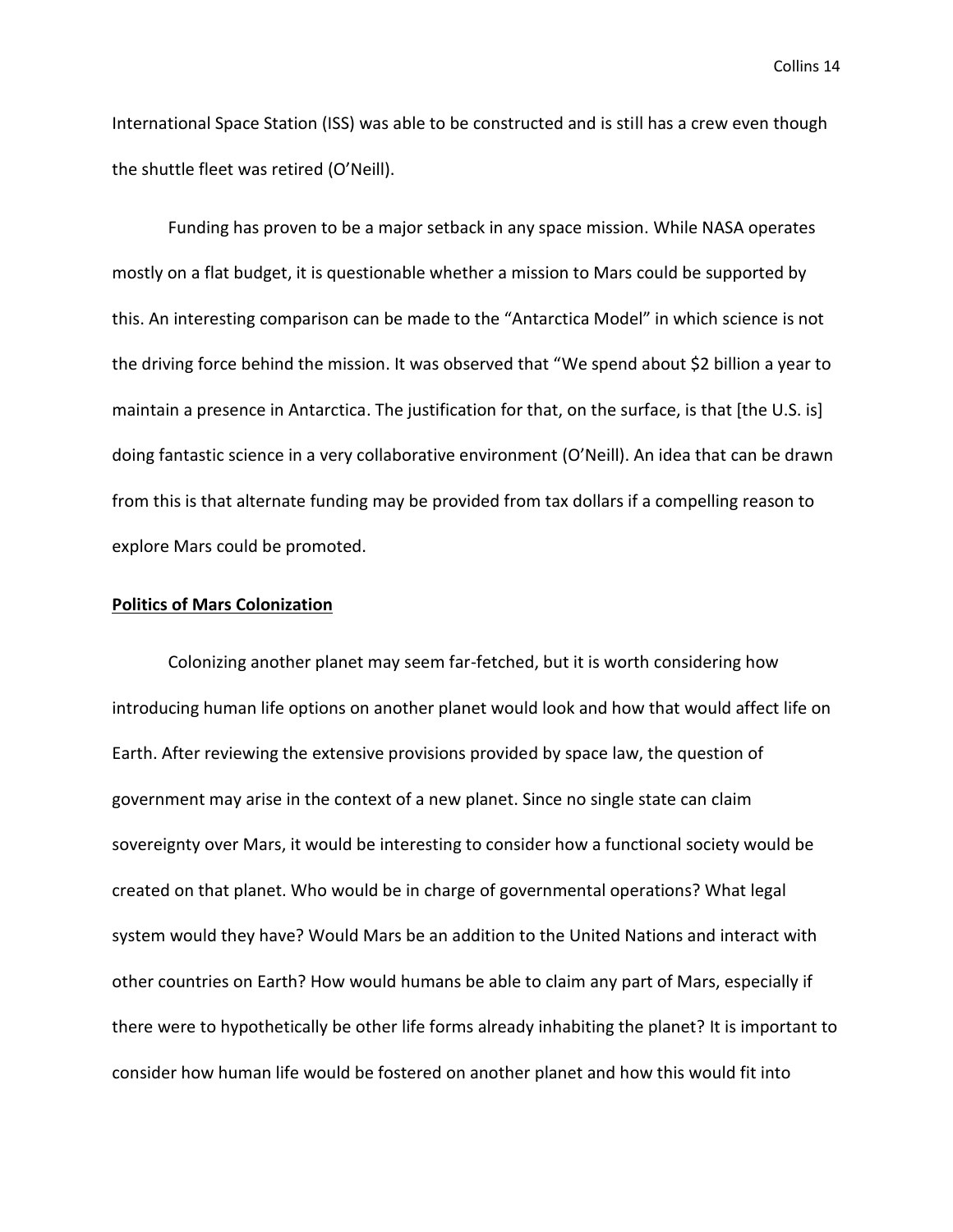International Space Station (ISS) was able to be constructed and is still has a crew even though the shuttle fleet was retired (O'Neill).

Funding has proven to be a major setback in any space mission. While NASA operates mostly on a flat budget, it is questionable whether a mission to Mars could be supported by this. An interesting comparison can be made to the "Antarctica Model" in which science is not the driving force behind the mission. It was observed that "We spend about $2 billion a year to maintain a presence in Antarctica. The justification for that, on the surface, is that [the U.S. is] doing fantastic science in a very collaborative environment (O'Neill). An idea that can be drawn from this is that alternate funding may be provided from tax dollars if a compelling reason to explore Mars could be promoted.

**Politics of Mars Colonization**

Colonizing another planet may seem far-fetched, but it is worth considering how introducing human life options on another planet would look and how that would affect life on Earth. After reviewing the extensive provisions provided by space law, the question of government may arise in the context of a new planet. Since no single state can claim sovereignty over Mars, it would be interesting to consider how a functional society would be created on that planet. Who would be in charge of governmental operations? What legal system would they have? Would Mars be an addition to the United Nations and interact with other countries on Earth? How would humans be able to claim any part of Mars, especially if there were to hypothetically be other life forms already inhabiting the planet? It is important to consider how human life would be fostered on another planet and how this would fit into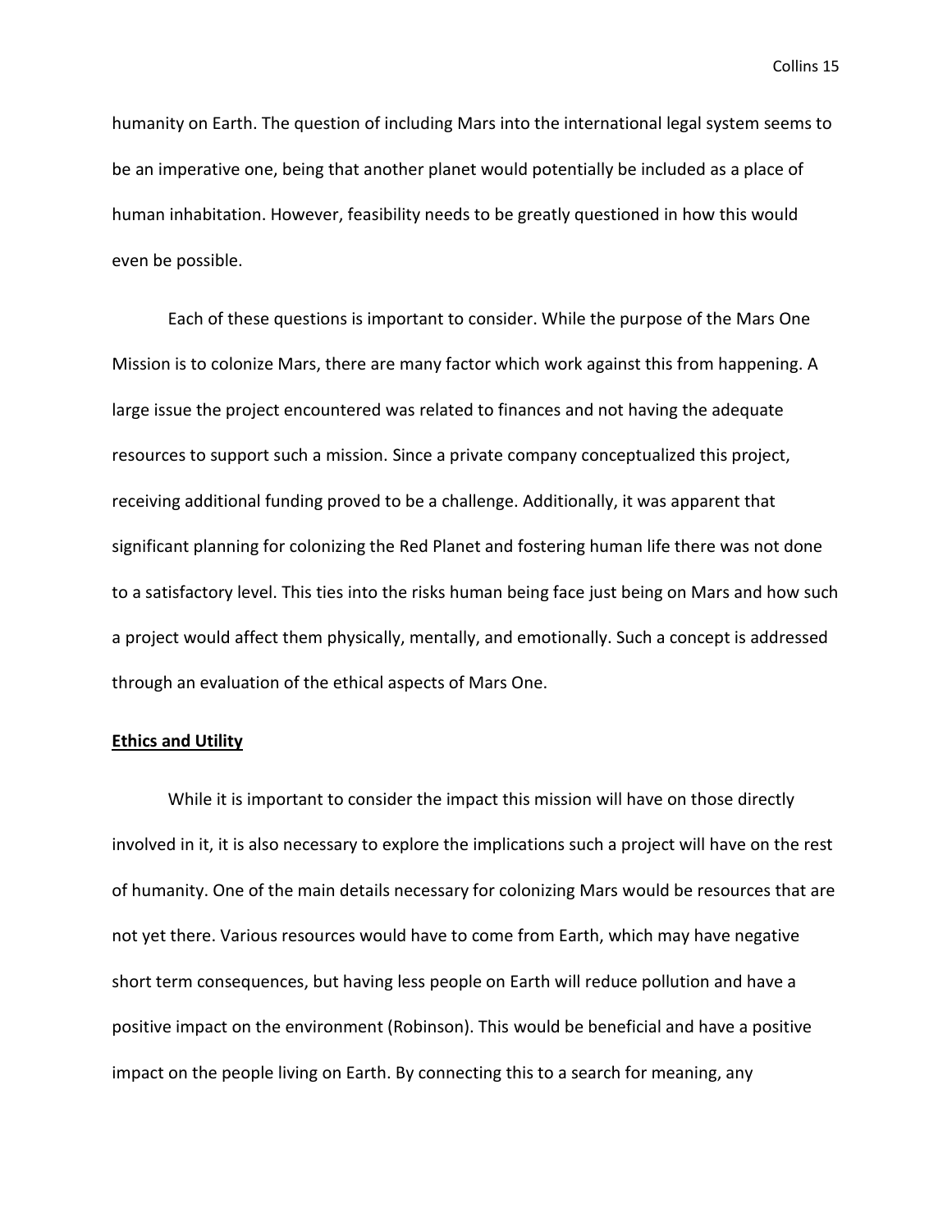humanity on Earth. The question of including Mars into the international legal system seems to be an imperative one, being that another planet would potentially be included as a place of human inhabitation. However, feasibility needs to be greatly questioned in how this would even be possible.

Each of these questions is important to consider. While the purpose of the Mars One Mission is to colonize Mars, there are many factor which work against this from happening. A large issue the project encountered was related to finances and not having the adequate resources to support such a mission. Since a private company conceptualized this project, receiving additional funding proved to be a challenge. Additionally, it was apparent that significant planning for colonizing the Red Planet and fostering human life there was not done to a satisfactory level. This ties into the risks human being face just being on Mars and how such a project would affect them physically, mentally, and emotionally. Such a concept is addressed through an evaluation of the ethical aspects of Mars One.

**Ethics and Utility**

While it is important to consider the impact this mission will have on those directly involved in it, it is also necessary to explore the implications such a project will have on the rest of humanity. One of the main details necessary for colonizing Mars would be resources that are not yet there. Various resources would have to come from Earth, which may have negative short term consequences, but having less people on Earth will reduce pollution and have a positive impact on the environment (Robinson). This would be beneficial and have a positive impact on the people living on Earth. By connecting this to a search for meaning, any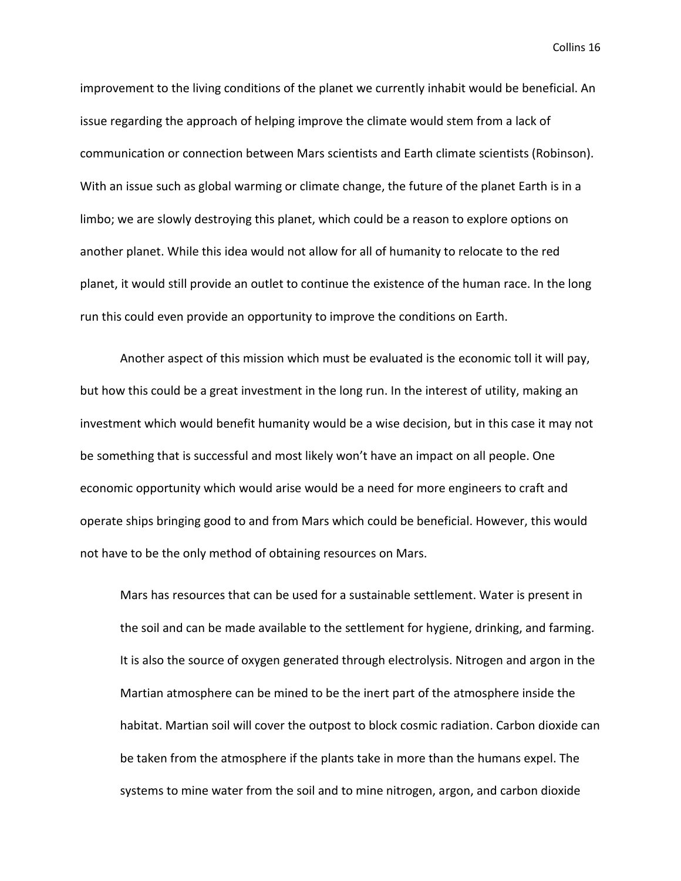improvement to the living conditions of the planet we currently inhabit would be beneficial. An issue regarding the approach of helping improve the climate would stem from a lack of communication or connection between Mars scientists and Earth climate scientists (Robinson). With an issue such as global warming or climate change, the future of the planet Earth is in a limbo; we are slowly destroying this planet, which could be a reason to explore options on another planet. While this idea would not allow for all of humanity to relocate to the red planet, it would still provide an outlet to continue the existence of the human race. In the long run this could even provide an opportunity to improve the conditions on Earth.

Another aspect of this mission which must be evaluated is the economic toll it will pay, but how this could be a great investment in the long run. In the interest of utility, making an investment which would benefit humanity would be a wise decision, but in this case it may not be something that is successful and most likely won't have an impact on all people. One economic opportunity which would arise would be a need for more engineers to craft and operate ships bringing good to and from Mars which could be beneficial. However, this would not have to be the only method of obtaining resources on Mars.

> Mars has resources that can be used for a sustainable settlement. Water is present in the soil and can be made available to the settlement for hygiene, drinking, and farming. It is also the source of oxygen generated through electrolysis. Nitrogen and argon in the Martian atmosphere can be mined to be the inert part of the atmosphere inside the habitat. Martian soil will cover the outpost to block cosmic radiation. Carbon dioxide can be taken from the atmosphere if the plants take in more than the humans expel. The systems to mine water from the soil and to mine nitrogen, argon, and carbon dioxide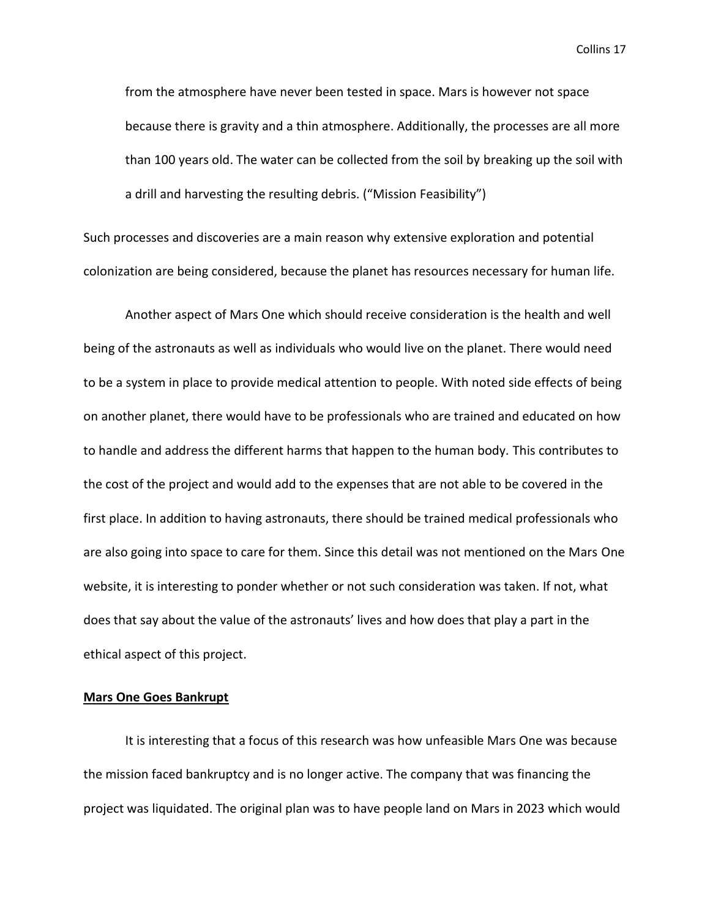> from the atmosphere have never been tested in space. Mars is however not space because there is gravity and a thin atmosphere. Additionally, the processes are all more than 100 years old. The water can be collected from the soil by breaking up the soil with a drill and harvesting the resulting debris. ("Mission Feasibility")

Such processes and discoveries are a main reason why extensive exploration and potential colonization are being considered, because the planet has resources necessary for human life.

Another aspect of Mars One which should receive consideration is the health and well being of the astronauts as well as individuals who would live on the planet. There would need to be a system in place to provide medical attention to people. With noted side effects of being on another planet, there would have to be professionals who are trained and educated on how to handle and address the different harms that happen to the human body. This contributes to the cost of the project and would add to the expenses that are not able to be covered in the first place. In addition to having astronauts, there should be trained medical professionals who are also going into space to care for them. Since this detail was not mentioned on the Mars One website, it is interesting to ponder whether or not such consideration was taken. If not, what does that say about the value of the astronauts' lives and how does that play a part in the ethical aspect of this project.

**Mars One Goes Bankrupt**

It is interesting that a focus of this research was how unfeasible Mars One was because the mission faced bankruptcy and is no longer active. The company that was financing the project was liquidated. The original plan was to have people land on Mars in 2023 which would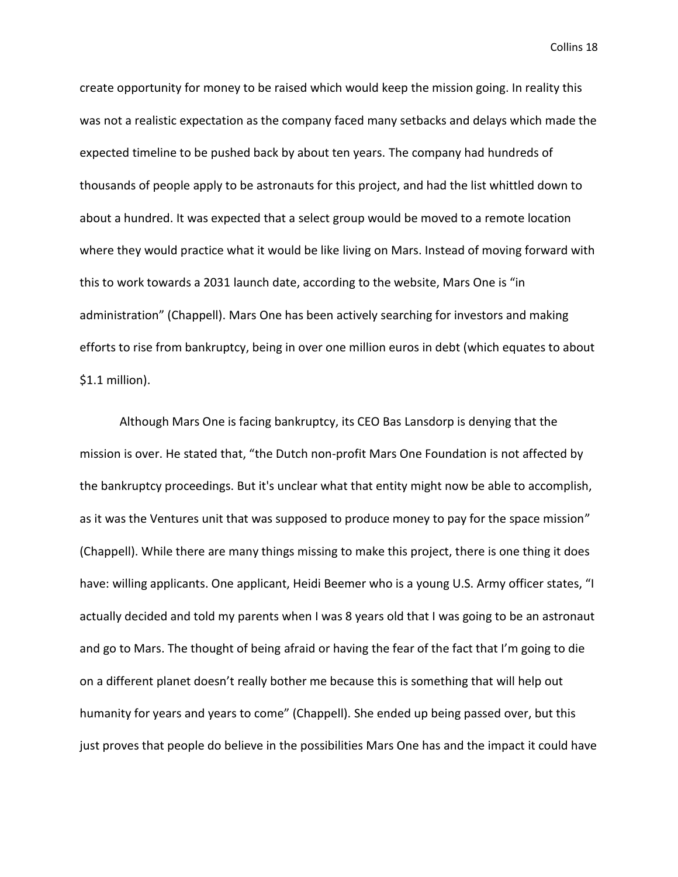create opportunity for money to be raised which would keep the mission going. In reality this was not a realistic expectation as the company faced many setbacks and delays which made the expected timeline to be pushed back by about ten years. The company had hundreds of thousands of people apply to be astronauts for this project, and had the list whittled down to about a hundred. It was expected that a select group would be moved to a remote location where they would practice what it would be like living on Mars. Instead of moving forward with this to work towards a 2031 launch date, according to the website, Mars One is "in administration" (Chappell). Mars One has been actively searching for investors and making efforts to rise from bankruptcy, being in over one million euros in debt (which equates to about $1.1 million).

Although Mars One is facing bankruptcy, its CEO Bas Lansdorp is denying that the mission is over. He stated that, "the Dutch non-profit Mars One Foundation is not affected by the bankruptcy proceedings. But it's unclear what that entity might now be able to accomplish, as it was the Ventures unit that was supposed to produce money to pay for the space mission" (Chappell). While there are many things missing to make this project, there is one thing it does have: willing applicants. One applicant, Heidi Beemer who is a young U.S. Army officer states, "I actually decided and told my parents when I was 8 years old that I was going to be an astronaut and go to Mars. The thought of being afraid or having the fear of the fact that I'm going to die on a different planet doesn't really bother me because this is something that will help out humanity for years and years to come" (Chappell). She ended up being passed over, but this just proves that people do believe in the possibilities Mars One has and the impact it could have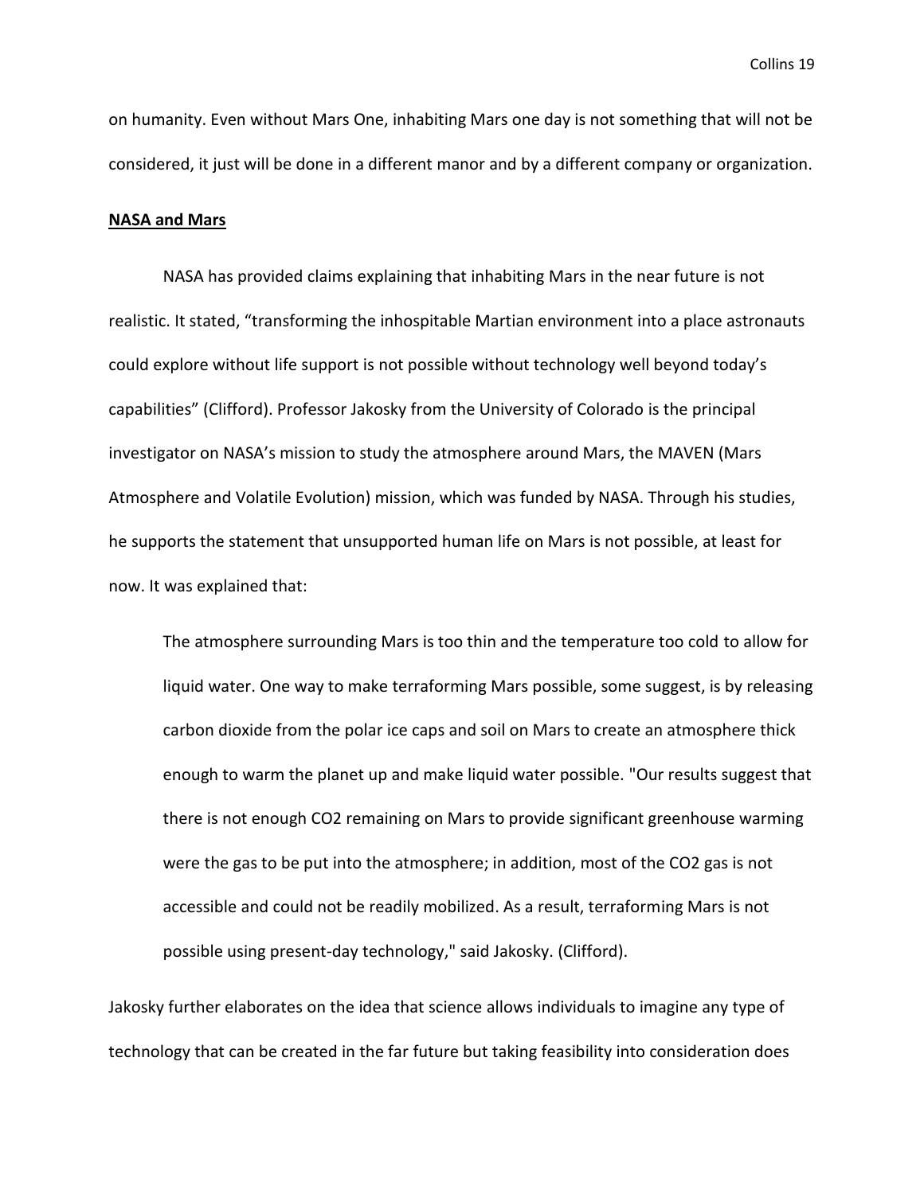on humanity. Even without Mars One, inhabiting Mars one day is not something that will not be considered, it just will be done in a different manor and by a different company or organization.

**NASA and Mars**

NASA has provided claims explaining that inhabiting Mars in the near future is not realistic. It stated, "transforming the inhospitable Martian environment into a place astronauts could explore without life support is not possible without technology well beyond today's capabilities" (Clifford). Professor Jakosky from the University of Colorado is the principal investigator on NASA's mission to study the atmosphere around Mars, the MAVEN (Mars Atmosphere and Volatile Evolution) mission, which was funded by NASA. Through his studies, he supports the statement that unsupported human life on Mars is not possible, at least for now. It was explained that:

> The atmosphere surrounding Mars is too thin and the temperature too cold to allow for liquid water. One way to make terraforming Mars possible, some suggest, is by releasing carbon dioxide from the polar ice caps and soil on Mars to create an atmosphere thick enough to warm the planet up and make liquid water possible. "Our results suggest that there is not enough CO2 remaining on Mars to provide significant greenhouse warming were the gas to be put into the atmosphere; in addition, most of the CO2 gas is not accessible and could not be readily mobilized. As a result, terraforming Mars is not possible using present-day technology," said Jakosky. (Clifford).

Jakosky further elaborates on the idea that science allows individuals to imagine any type of technology that can be created in the far future but taking feasibility into consideration does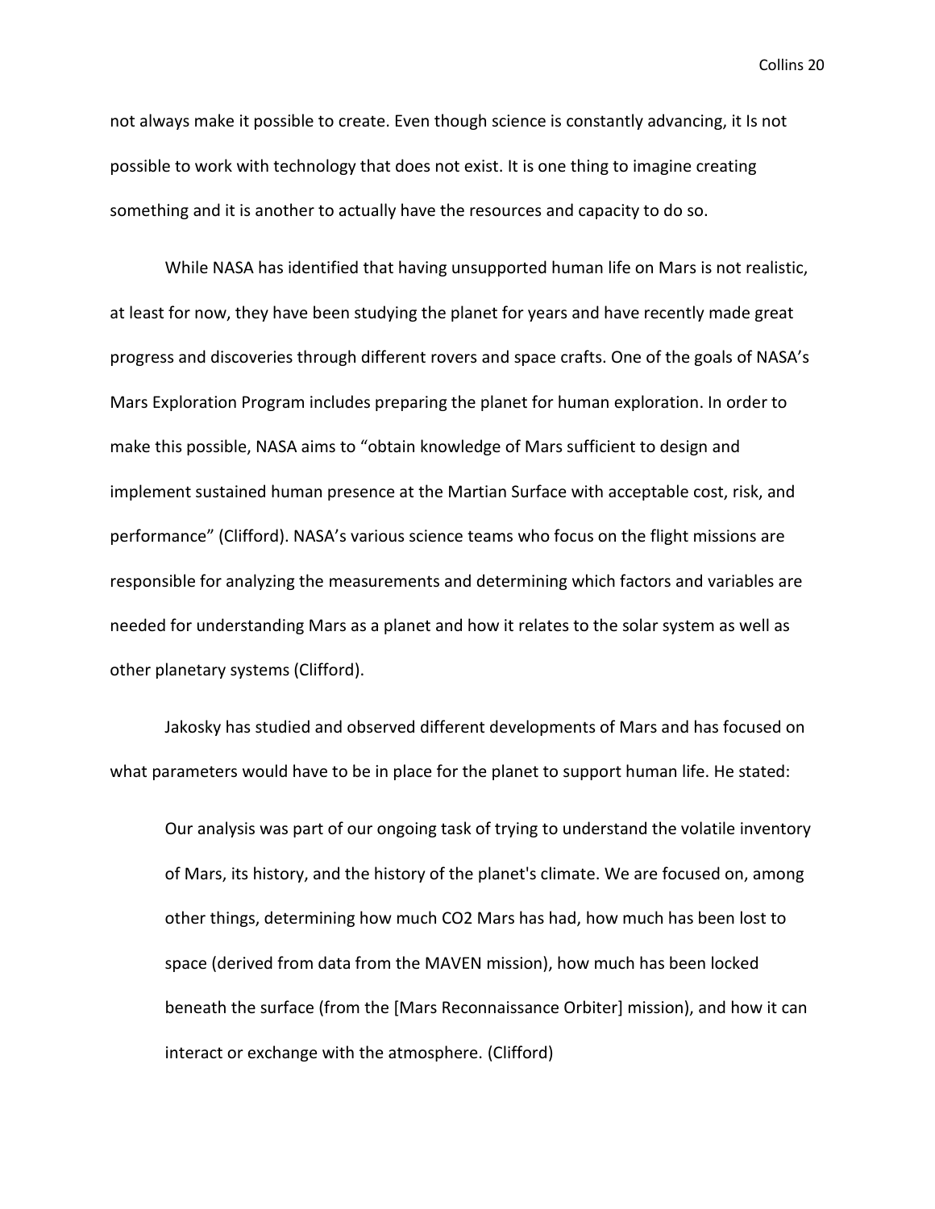not always make it possible to create. Even though science is constantly advancing, it Is not possible to work with technology that does not exist. It is one thing to imagine creating something and it is another to actually have the resources and capacity to do so.

While NASA has identified that having unsupported human life on Mars is not realistic, at least for now, they have been studying the planet for years and have recently made great progress and discoveries through different rovers and space crafts. One of the goals of NASA's Mars Exploration Program includes preparing the planet for human exploration. In order to make this possible, NASA aims to "obtain knowledge of Mars sufficient to design and implement sustained human presence at the Martian Surface with acceptable cost, risk, and performance" (Clifford). NASA's various science teams who focus on the flight missions are responsible for analyzing the measurements and determining which factors and variables are needed for understanding Mars as a planet and how it relates to the solar system as well as other planetary systems (Clifford).

Jakosky has studied and observed different developments of Mars and has focused on what parameters would have to be in place for the planet to support human life. He stated:

> Our analysis was part of our ongoing task of trying to understand the volatile inventory of Mars, its history, and the history of the planet's climate. We are focused on, among other things, determining how much $CO_2$ Mars has had, how much has been lost to space (derived from data from the MAVEN mission), how much has been locked beneath the surface (from the [Mars Reconnaissance Orbiter] mission), and how it can interact or exchange with the atmosphere. (Clifford)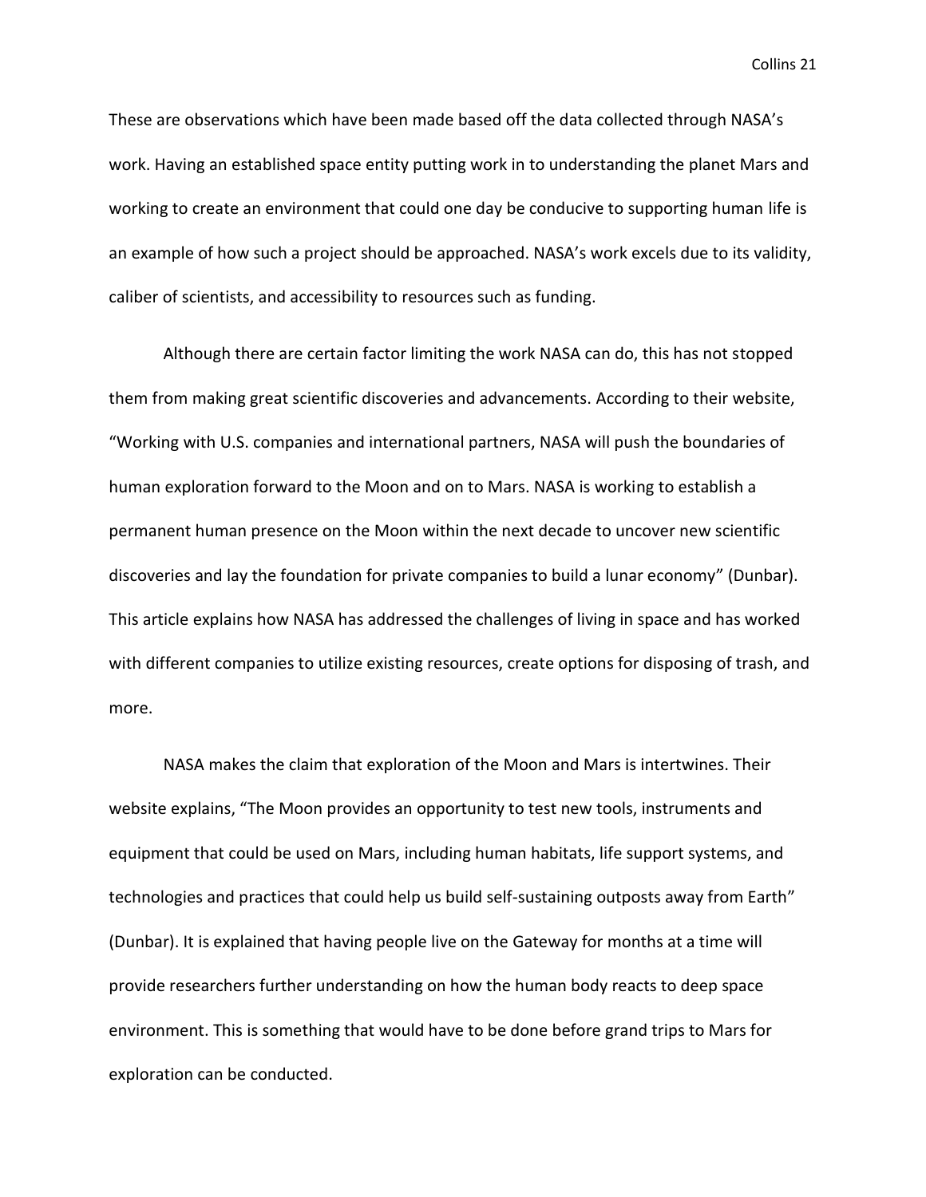These are observations which have been made based off the data collected through NASA's work. Having an established space entity putting work in to understanding the planet Mars and working to create an environment that could one day be conducive to supporting human life is an example of how such a project should be approached. NASA's work excels due to its validity, caliber of scientists, and accessibility to resources such as funding.

Although there are certain factor limiting the work NASA can do, this has not stopped them from making great scientific discoveries and advancements. According to their website, "Working with U.S. companies and international partners, NASA will push the boundaries of human exploration forward to the Moon and on to Mars. NASA is working to establish a permanent human presence on the Moon within the next decade to uncover new scientific discoveries and lay the foundation for private companies to build a lunar economy" (Dunbar). This article explains how NASA has addressed the challenges of living in space and has worked with different companies to utilize existing resources, create options for disposing of trash, and more.

NASA makes the claim that exploration of the Moon and Mars is intertwines. Their website explains, "The Moon provides an opportunity to test new tools, instruments and equipment that could be used on Mars, including human habitats, life support systems, and technologies and practices that could help us build self-sustaining outposts away from Earth" (Dunbar). It is explained that having people live on the Gateway for months at a time will provide researchers further understanding on how the human body reacts to deep space environment. This is something that would have to be done before grand trips to Mars for exploration can be conducted.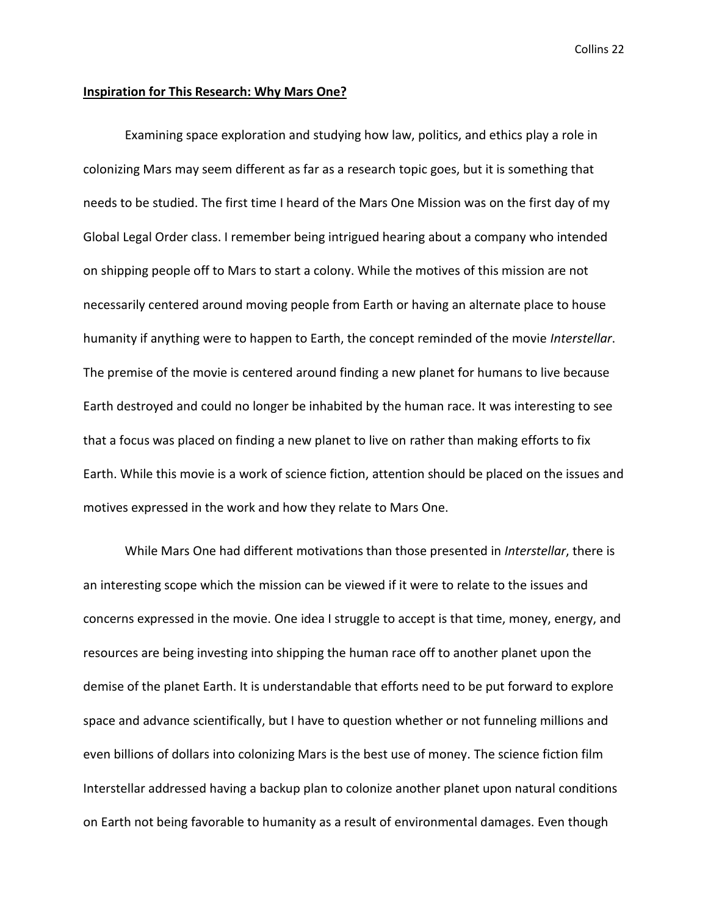**Inspiration for This Research: Why Mars One?**

Examining space exploration and studying how law, politics, and ethics play a role in colonizing Mars may seem different as far as a research topic goes, but it is something that needs to be studied. The first time I heard of the Mars One Mission was on the first day of my Global Legal Order class. I remember being intrigued hearing about a company who intended on shipping people off to Mars to start a colony. While the motives of this mission are not necessarily centered around moving people from Earth or having an alternate place to house humanity if anything were to happen to Earth, the concept reminded of the movie *Interstellar*. The premise of the movie is centered around finding a new planet for humans to live because Earth destroyed and could no longer be inhabited by the human race. It was interesting to see that a focus was placed on finding a new planet to live on rather than making efforts to fix Earth. While this movie is a work of science fiction, attention should be placed on the issues and motives expressed in the work and how they relate to Mars One.

While Mars One had different motivations than those presented in *Interstellar*, there is an interesting scope which the mission can be viewed if it were to relate to the issues and concerns expressed in the movie. One idea I struggle to accept is that time, money, energy, and resources are being investing into shipping the human race off to another planet upon the demise of the planet Earth. It is understandable that efforts need to be put forward to explore space and advance scientifically, but I have to question whether or not funneling millions and even billions of dollars into colonizing Mars is the best use of money. The science fiction film Interstellar addressed having a backup plan to colonize another planet upon natural conditions on Earth not being favorable to humanity as a result of environmental damages. Even though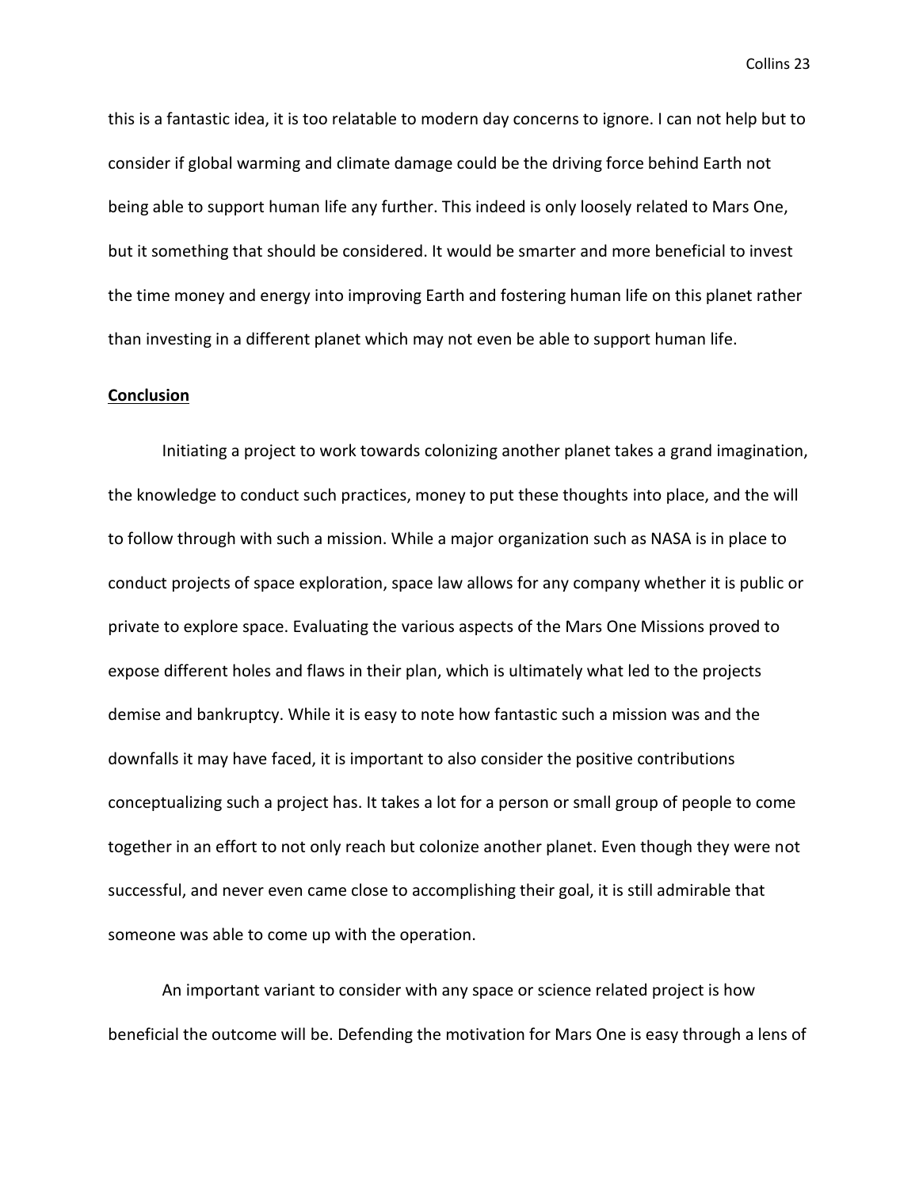this is a fantastic idea, it is too relatable to modern day concerns to ignore. I can not help but to consider if global warming and climate damage could be the driving force behind Earth not being able to support human life any further. This indeed is only loosely related to Mars One, but it something that should be considered. It would be smarter and more beneficial to invest the time money and energy into improving Earth and fostering human life on this planet rather than investing in a different planet which may not even be able to support human life.

**Conclusion**

Initiating a project to work towards colonizing another planet takes a grand imagination, the knowledge to conduct such practices, money to put these thoughts into place, and the will to follow through with such a mission. While a major organization such as NASA is in place to conduct projects of space exploration, space law allows for any company whether it is public or private to explore space. Evaluating the various aspects of the Mars One Missions proved to expose different holes and flaws in their plan, which is ultimately what led to the projects demise and bankruptcy. While it is easy to note how fantastic such a mission was and the downfalls it may have faced, it is important to also consider the positive contributions conceptualizing such a project has. It takes a lot for a person or small group of people to come together in an effort to not only reach but colonize another planet. Even though they were not successful, and never even came close to accomplishing their goal, it is still admirable that someone was able to come up with the operation.

An important variant to consider with any space or science related project is how beneficial the outcome will be. Defending the motivation for Mars One is easy through a lens of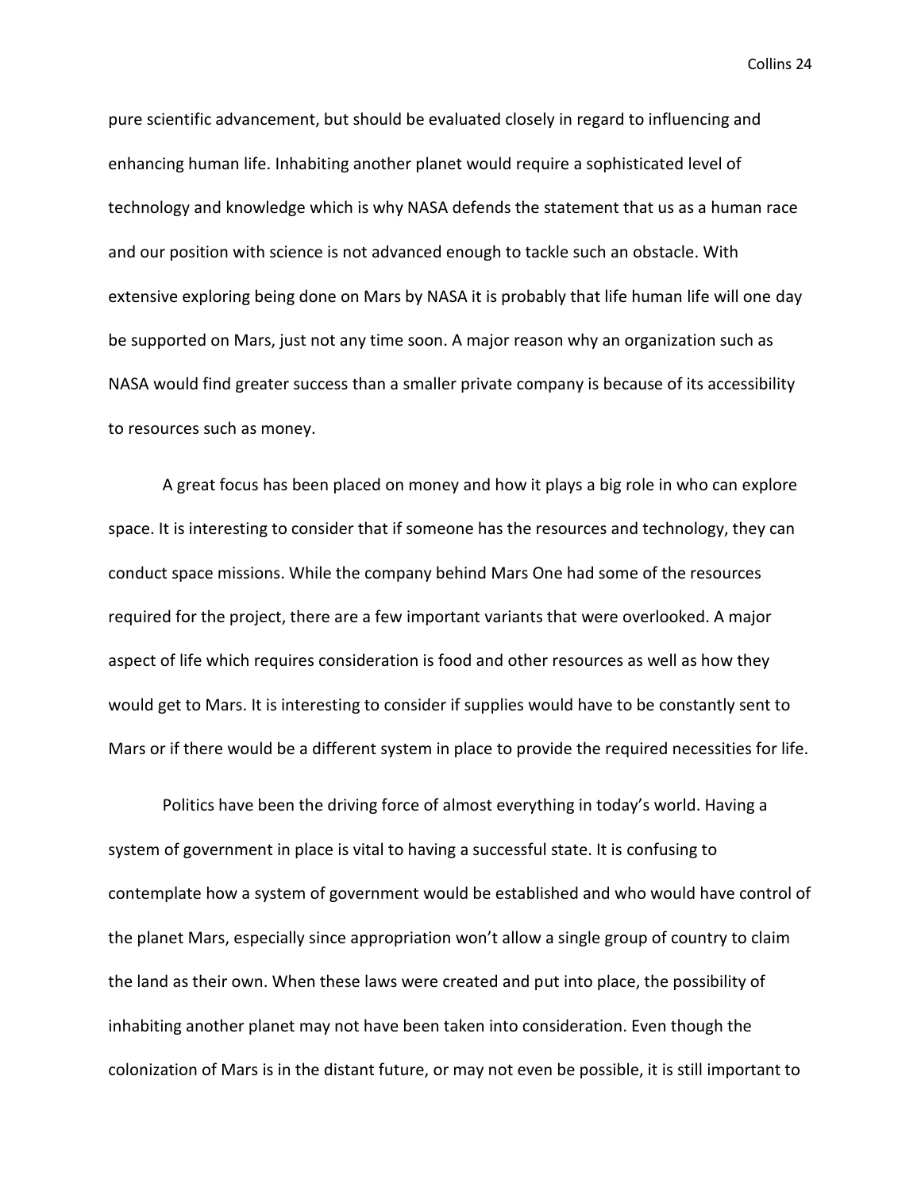pure scientific advancement, but should be evaluated closely in regard to influencing and enhancing human life. Inhabiting another planet would require a sophisticated level of technology and knowledge which is why NASA defends the statement that us as a human race and our position with science is not advanced enough to tackle such an obstacle. With extensive exploring being done on Mars by NASA it is probably that life human life will one day be supported on Mars, just not any time soon. A major reason why an organization such as NASA would find greater success than a smaller private company is because of its accessibility to resources such as money.

A great focus has been placed on money and how it plays a big role in who can explore space. It is interesting to consider that if someone has the resources and technology, they can conduct space missions. While the company behind Mars One had some of the resources required for the project, there are a few important variants that were overlooked. A major aspect of life which requires consideration is food and other resources as well as how they would get to Mars. It is interesting to consider if supplies would have to be constantly sent to Mars or if there would be a different system in place to provide the required necessities for life.

Politics have been the driving force of almost everything in today's world. Having a system of government in place is vital to having a successful state. It is confusing to contemplate how a system of government would be established and who would have control of the planet Mars, especially since appropriation won't allow a single group of country to claim the land as their own. When these laws were created and put into place, the possibility of inhabiting another planet may not have been taken into consideration. Even though the colonization of Mars is in the distant future, or may not even be possible, it is still important to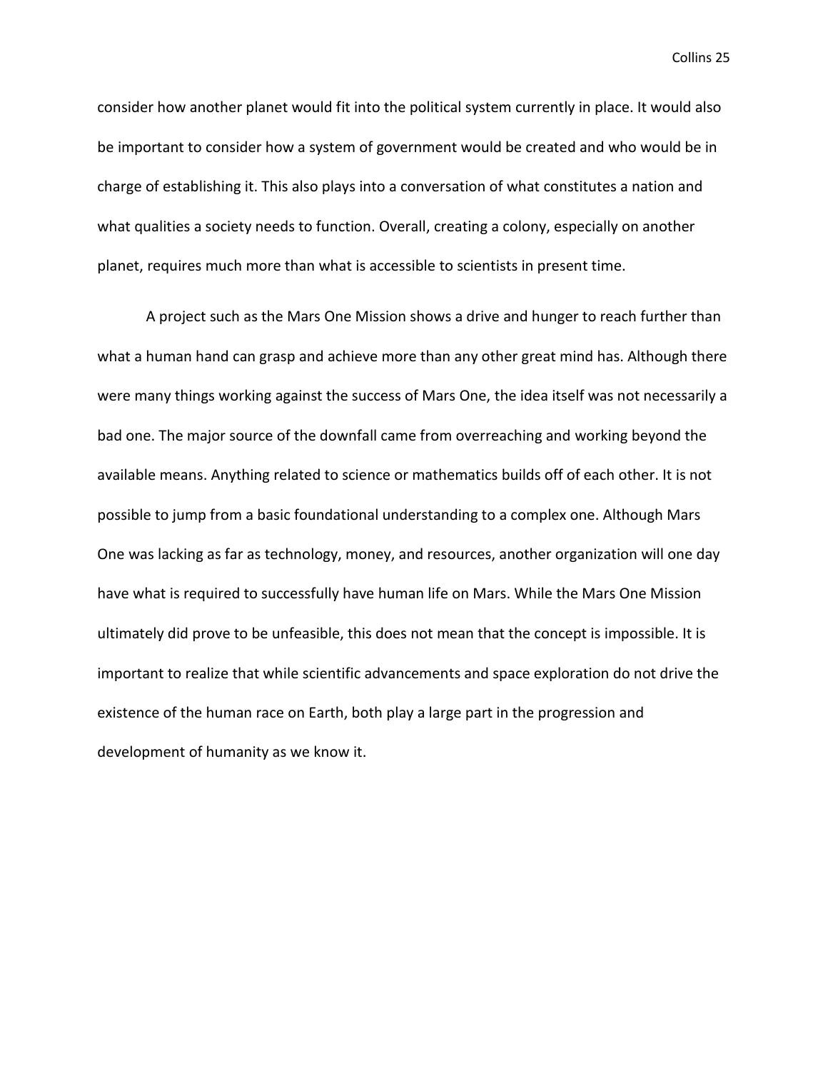consider how another planet would fit into the political system currently in place. It would also be important to consider how a system of government would be created and who would be in charge of establishing it. This also plays into a conversation of what constitutes a nation and what qualities a society needs to function. Overall, creating a colony, especially on another planet, requires much more than what is accessible to scientists in present time.

A project such as the Mars One Mission shows a drive and hunger to reach further than what a human hand can grasp and achieve more than any other great mind has. Although there were many things working against the success of Mars One, the idea itself was not necessarily a bad one. The major source of the downfall came from overreaching and working beyond the available means. Anything related to science or mathematics builds off of each other. It is not possible to jump from a basic foundational understanding to a complex one. Although Mars One was lacking as far as technology, money, and resources, another organization will one day have what is required to successfully have human life on Mars. While the Mars One Mission ultimately did prove to be unfeasible, this does not mean that the concept is impossible. It is important to realize that while scientific advancements and space exploration do not drive the existence of the human race on Earth, both play a large part in the progression and development of humanity as we know it.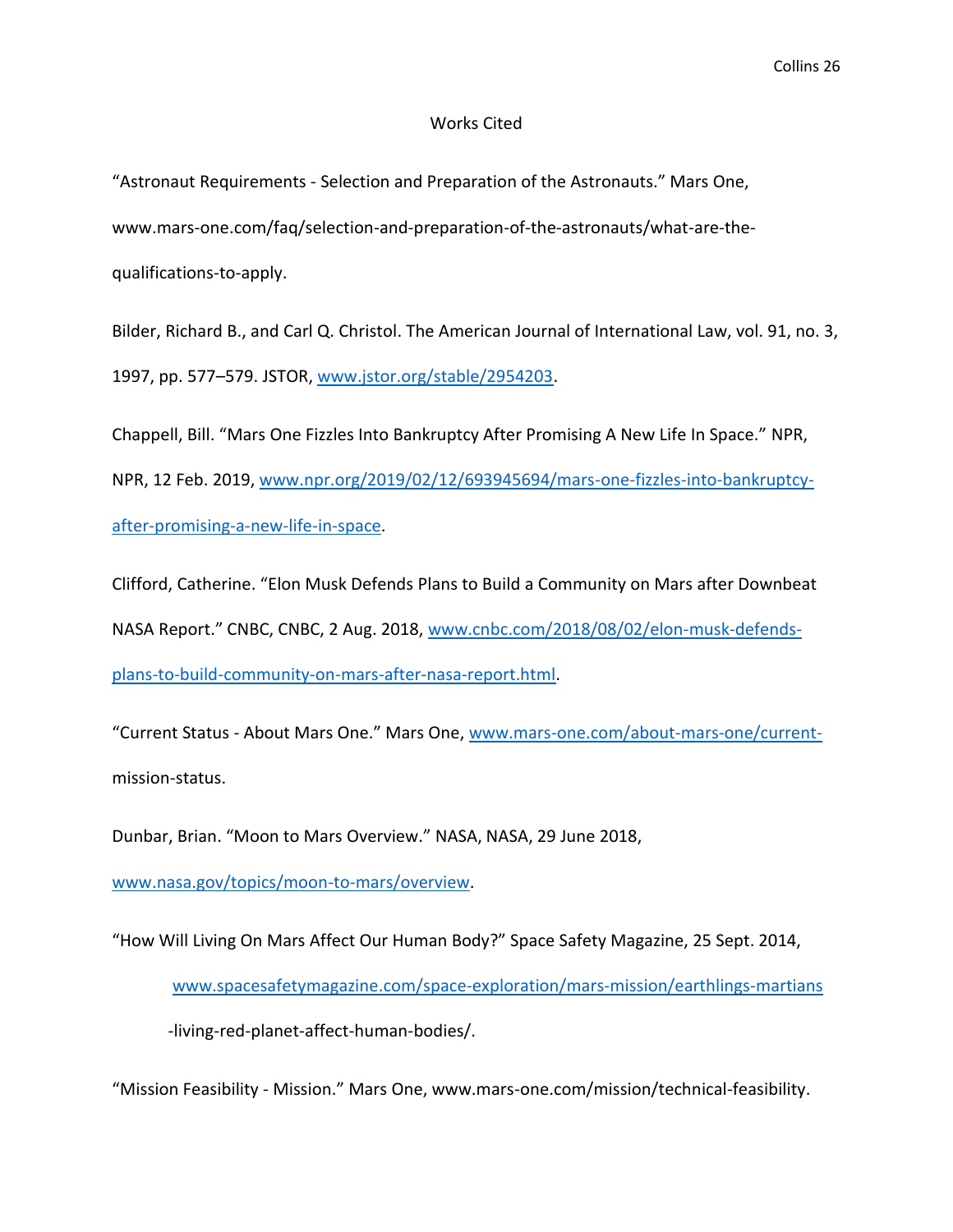# Works Cited

"Astronaut Requirements - Selection and Preparation of the Astronauts." Mars One, www.mars-one.com/faq/selection-and-preparation-of-the-astronauts/what-are-the-qualifications-to-apply.

Bilder, Richard B., and Carl Q. Christol. The American Journal of International Law, vol. 91, no. 3, 1997, pp. 577–579. JSTOR, www.jstor.org/stable/2954203.

Chappell, Bill. "Mars One Fizzles Into Bankruptcy After Promising A New Life In Space." NPR, NPR, 12 Feb. 2019, www.npr.org/2019/02/12/693945694/mars-one-fizzles-into-bankruptcy-after-promising-a-new-life-in-space.

Clifford, Catherine. "Elon Musk Defends Plans to Build a Community on Mars after Downbeat NASA Report." CNBC, CNBC, 2 Aug. 2018, www.cnbc.com/2018/08/02/elon-musk-defends-plans-to-build-community-on-mars-after-nasa-report.html.

"Current Status - About Mars One." Mars One, www.mars-one.com/about-mars-one/current-mission-status.

Dunbar, Brian. "Moon to Mars Overview." NASA, NASA, 29 June 2018, www.nasa.gov/topics/moon-to-mars/overview.

"How Will Living On Mars Affect Our Human Body?" Space Safety Magazine, 25 Sept. 2014, www.spacesafetymagazine.com/space-exploration/mars-mission/earthlings-martians-living-red-planet-affect-human-bodies/.

"Mission Feasibility - Mission." Mars One, www.mars-one.com/mission/technical-feasibility.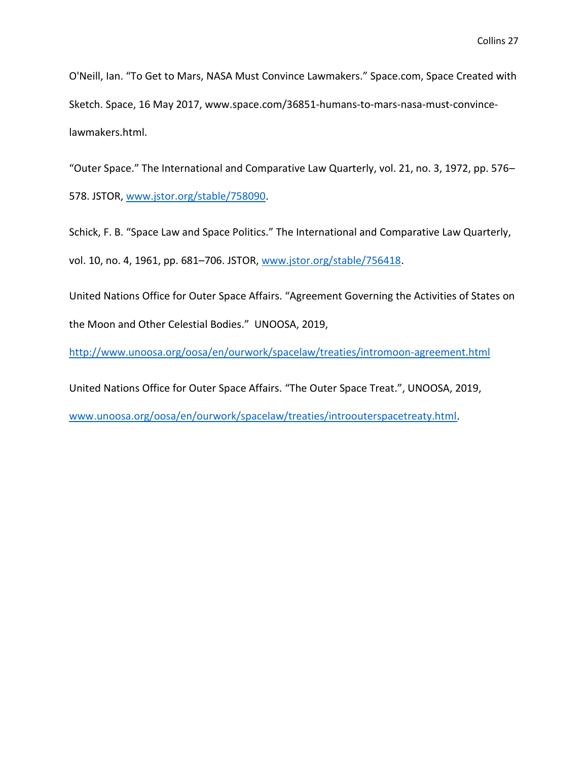O'Neill, Ian. "To Get to Mars, NASA Must Convince Lawmakers." Space.com, Space Created with Sketch. Space, 16 May 2017, www.space.com/36851-humans-to-mars-nasa-must-convince-lawmakers.html.

"Outer Space." The International and Comparative Law Quarterly, vol. 21, no. 3, 1972, pp. 576–578. JSTOR, www.jstor.org/stable/758090.

Schick, F. B. "Space Law and Space Politics." The International and Comparative Law Quarterly, vol. 10, no. 4, 1961, pp. 681–706. JSTOR, www.jstor.org/stable/756418.

United Nations Office for Outer Space Affairs. "Agreement Governing the Activities of States on the Moon and Other Celestial Bodies." UNOOSA, 2019, http://www.unoosa.org/oosa/en/ourwork/spacelaw/treaties/intromoon-agreement.html

United Nations Office for Outer Space Affairs. "The Outer Space Treat.", UNOOSA, 2019, www.unoosa.org/oosa/en/ourwork/spacelaw/treaties/introouterspacetreaty.html.